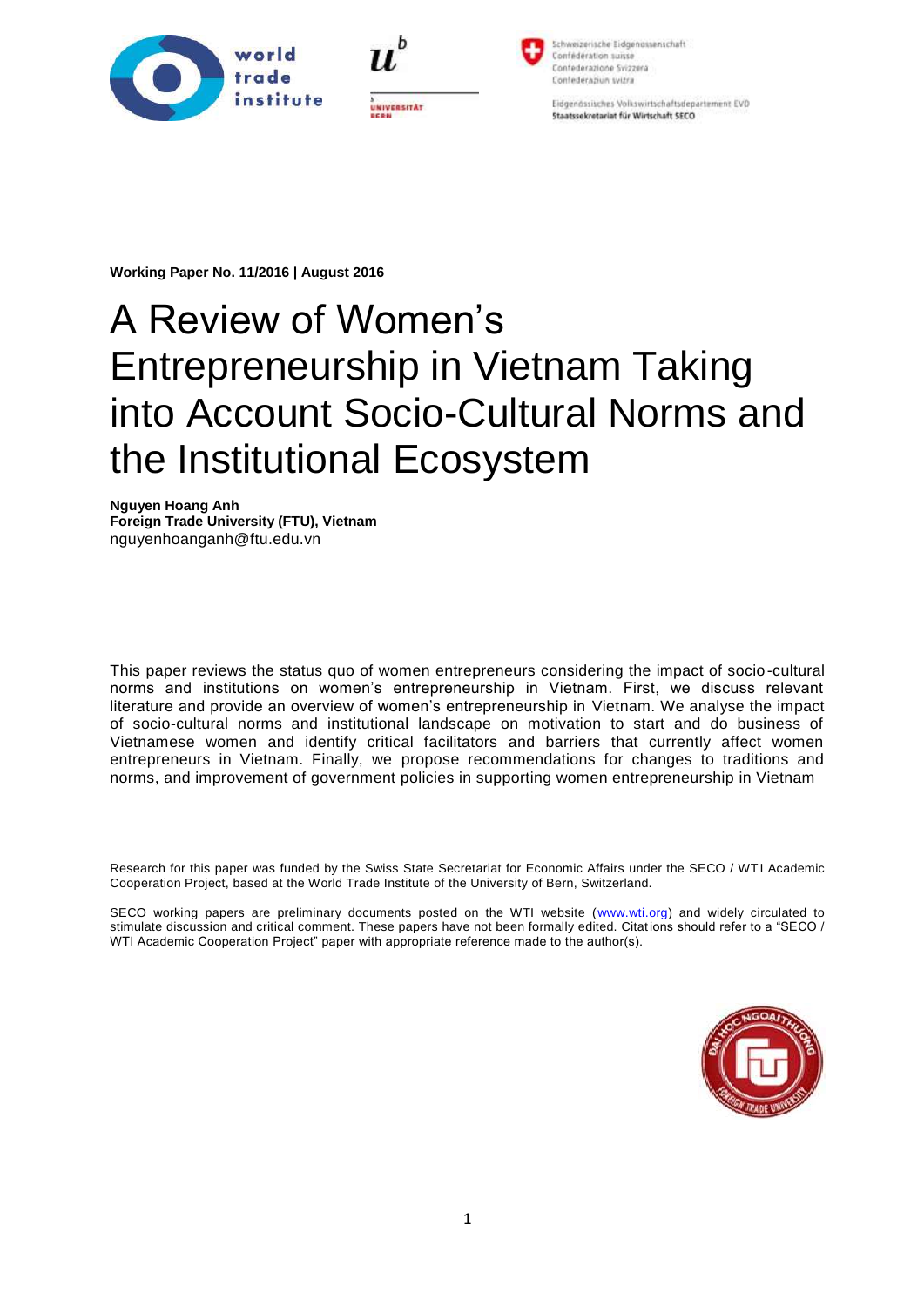**Working Paper No. 11/2016 | August 2016**

# A Review of Women's Entrepreneurship in Vietnam Taking into Account Socio-Cultural Norms and the Institutional Ecosystem

**Nguyen Hoang Anh**
**Foreign Trade University (FTU), Vietnam**
nguyenhoanganh@ftu.edu.vn

This paper reviews the status quo of women entrepreneurs considering the impact of socio-cultural norms and institutions on women's entrepreneurship in Vietnam. First, we discuss relevant literature and provide an overview of women's entrepreneurship in Vietnam. We analyse the impact of socio-cultural norms and institutional landscape on motivation to start and do business of Vietnamese women and identify critical facilitators and barriers that currently affect women entrepreneurs in Vietnam. Finally, we propose recommendations for changes to traditions and norms, and improvement of government policies in supporting women entrepreneurship in Vietnam

Research for this paper was funded by the Swiss State Secretariat for Economic Affairs under the SECO / WTI Academic Cooperation Project, based at the World Trade Institute of the University of Bern, Switzerland.

SECO working papers are preliminary documents posted on the WTI website (www.wti.org) and widely circulated to stimulate discussion and critical comment. These papers have not been formally edited. Citations should refer to a "SECO / WTI Academic Cooperation Project" paper with appropriate reference made to the author(s).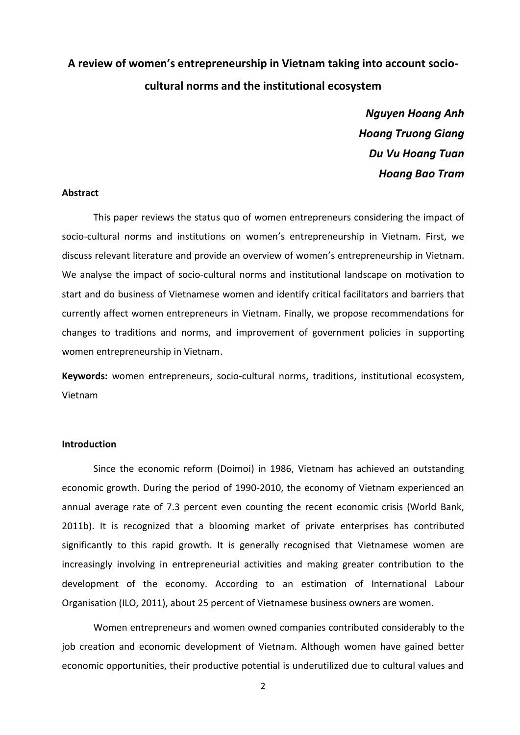# A review of women's entrepreneurship in Vietnam taking into account socio-cultural norms and the institutional ecosystem

***Nguyen Hoang Anh***
***Hoang Truong Giang***
***Du Vu Hoang Tuan***
***Hoang Bao Tram***

**Abstract**

This paper reviews the status quo of women entrepreneurs considering the impact of socio-cultural norms and institutions on women's entrepreneurship in Vietnam. First, we discuss relevant literature and provide an overview of women's entrepreneurship in Vietnam. We analyse the impact of socio-cultural norms and institutional landscape on motivation to start and do business of Vietnamese women and identify critical facilitators and barriers that currently affect women entrepreneurs in Vietnam. Finally, we propose recommendations for changes to traditions and norms, and improvement of government policies in supporting women entrepreneurship in Vietnam.

**Keywords:** women entrepreneurs, socio-cultural norms, traditions, institutional ecosystem, Vietnam

**Introduction**

Since the economic reform (Doimoi) in 1986, Vietnam has achieved an outstanding economic growth. During the period of 1990-2010, the economy of Vietnam experienced an annual average rate of 7.3 percent even counting the recent economic crisis (World Bank, 2011b). It is recognized that a blooming market of private enterprises has contributed significantly to this rapid growth. It is generally recognised that Vietnamese women are increasingly involving in entrepreneurial activities and making greater contribution to the development of the economy. According to an estimation of International Labour Organisation (ILO, 2011), about 25 percent of Vietnamese business owners are women.

Women entrepreneurs and women owned companies contributed considerably to the job creation and economic development of Vietnam. Although women have gained better economic opportunities, their productive potential is underutilized due to cultural values and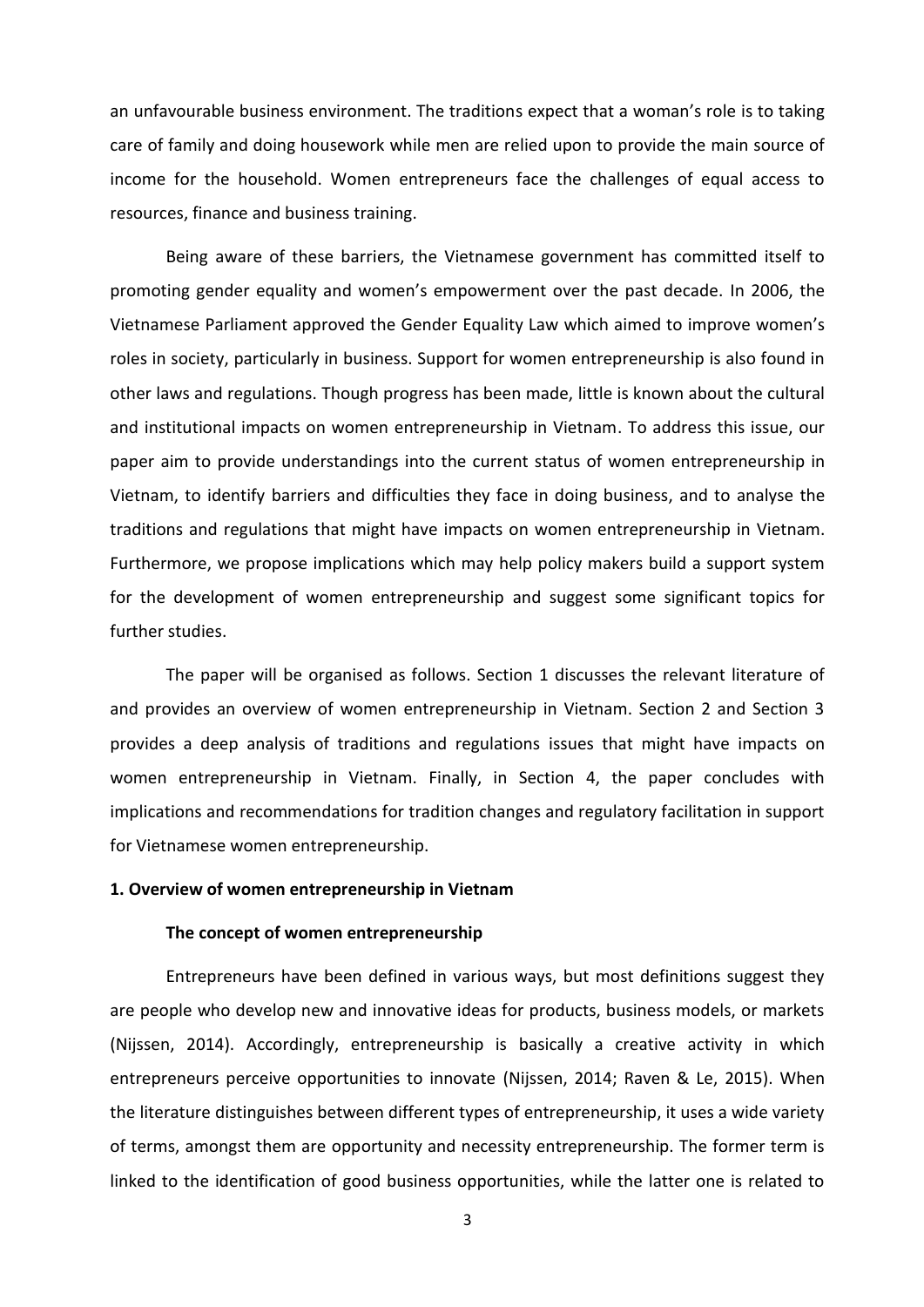an unfavourable business environment. The traditions expect that a woman's role is to taking care of family and doing housework while men are relied upon to provide the main source of income for the household. Women entrepreneurs face the challenges of equal access to resources, finance and business training.

Being aware of these barriers, the Vietnamese government has committed itself to promoting gender equality and women's empowerment over the past decade. In 2006, the Vietnamese Parliament approved the Gender Equality Law which aimed to improve women's roles in society, particularly in business. Support for women entrepreneurship is also found in other laws and regulations. Though progress has been made, little is known about the cultural and institutional impacts on women entrepreneurship in Vietnam. To address this issue, our paper aim to provide understandings into the current status of women entrepreneurship in Vietnam, to identify barriers and difficulties they face in doing business, and to analyse the traditions and regulations that might have impacts on women entrepreneurship in Vietnam. Furthermore, we propose implications which may help policy makers build a support system for the development of women entrepreneurship and suggest some significant topics for further studies.

The paper will be organised as follows. Section 1 discusses the relevant literature of and provides an overview of women entrepreneurship in Vietnam. Section 2 and Section 3 provides a deep analysis of traditions and regulations issues that might have impacts on women entrepreneurship in Vietnam. Finally, in Section 4, the paper concludes with implications and recommendations for tradition changes and regulatory facilitation in support for Vietnamese women entrepreneurship.

## 1. Overview of women entrepreneurship in Vietnam

### The concept of women entrepreneurship

Entrepreneurs have been defined in various ways, but most definitions suggest they are people who develop new and innovative ideas for products, business models, or markets (Nijssen, 2014). Accordingly, entrepreneurship is basically a creative activity in which entrepreneurs perceive opportunities to innovate (Nijssen, 2014; Raven & Le, 2015). When the literature distinguishes between different types of entrepreneurship, it uses a wide variety of terms, amongst them are opportunity and necessity entrepreneurship. The former term is linked to the identification of good business opportunities, while the latter one is related to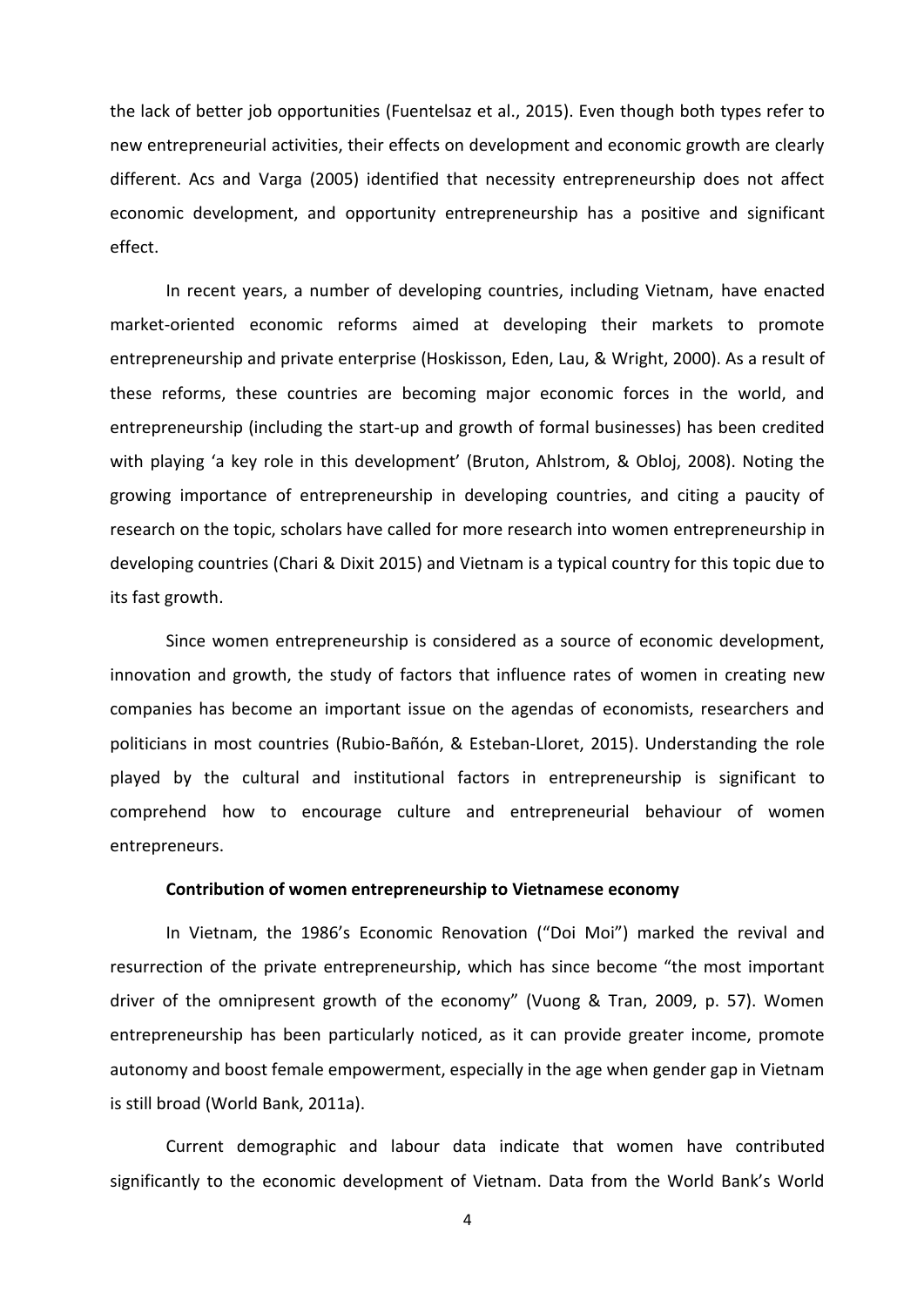the lack of better job opportunities (Fuentelsaz et al., 2015). Even though both types refer to new entrepreneurial activities, their effects on development and economic growth are clearly different. Acs and Varga (2005) identified that necessity entrepreneurship does not affect economic development, and opportunity entrepreneurship has a positive and significant effect.

In recent years, a number of developing countries, including Vietnam, have enacted market-oriented economic reforms aimed at developing their markets to promote entrepreneurship and private enterprise (Hoskisson, Eden, Lau, & Wright, 2000). As a result of these reforms, these countries are becoming major economic forces in the world, and entrepreneurship (including the start-up and growth of formal businesses) has been credited with playing 'a key role in this development' (Bruton, Ahlstrom, & Obloj, 2008). Noting the growing importance of entrepreneurship in developing countries, and citing a paucity of research on the topic, scholars have called for more research into women entrepreneurship in developing countries (Chari & Dixit 2015) and Vietnam is a typical country for this topic due to its fast growth.

Since women entrepreneurship is considered as a source of economic development, innovation and growth, the study of factors that influence rates of women in creating new companies has become an important issue on the agendas of economists, researchers and politicians in most countries (Rubio-Bañón, & Esteban-Lloret, 2015). Understanding the role played by the cultural and institutional factors in entrepreneurship is significant to comprehend how to encourage culture and entrepreneurial behaviour of women entrepreneurs.

**Contribution of women entrepreneurship to Vietnamese economy**

In Vietnam, the 1986's Economic Renovation ("Doi Moi") marked the revival and resurrection of the private entrepreneurship, which has since become "the most important driver of the omnipresent growth of the economy" (Vuong & Tran, 2009, p. 57). Women entrepreneurship has been particularly noticed, as it can provide greater income, promote autonomy and boost female empowerment, especially in the age when gender gap in Vietnam is still broad (World Bank, 2011a).

Current demographic and labour data indicate that women have contributed significantly to the economic development of Vietnam. Data from the World Bank's World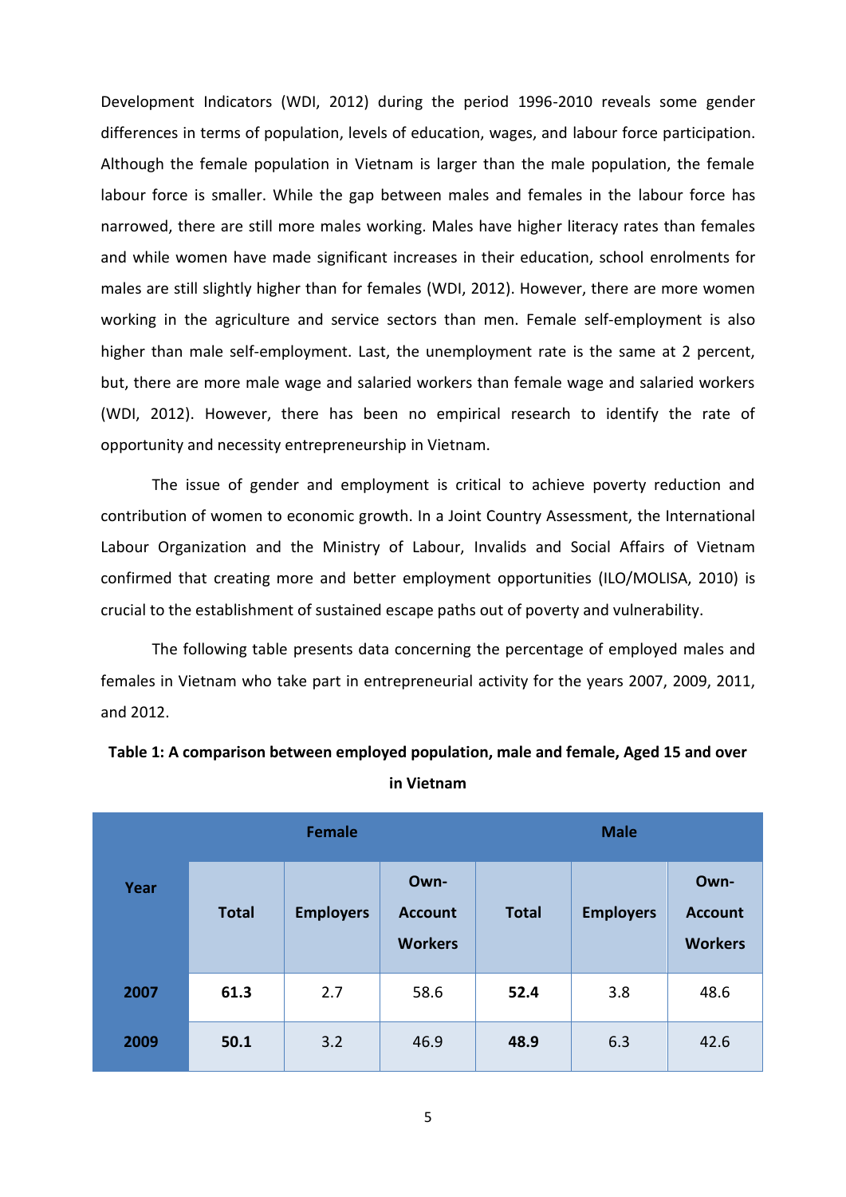Development Indicators (WDI, 2012) during the period 1996-2010 reveals some gender differences in terms of population, levels of education, wages, and labour force participation. Although the female population in Vietnam is larger than the male population, the female labour force is smaller. While the gap between males and females in the labour force has narrowed, there are still more males working. Males have higher literacy rates than females and while women have made significant increases in their education, school enrolments for males are still slightly higher than for females (WDI, 2012). However, there are more women working in the agriculture and service sectors than men. Female self-employment is also higher than male self-employment. Last, the unemployment rate is the same at 2 percent, but, there are more male wage and salaried workers than female wage and salaried workers (WDI, 2012). However, there has been no empirical research to identify the rate of opportunity and necessity entrepreneurship in Vietnam.

The issue of gender and employment is critical to achieve poverty reduction and contribution of women to economic growth. In a Joint Country Assessment, the International Labour Organization and the Ministry of Labour, Invalids and Social Affairs of Vietnam confirmed that creating more and better employment opportunities (ILO/MOLISA, 2010) is crucial to the establishment of sustained escape paths out of poverty and vulnerability.

The following table presents data concerning the percentage of employed males and females in Vietnam who take part in entrepreneurial activity for the years 2007, 2009, 2011, and 2012.

**Table 1: A comparison between employed population, male and female, Aged 15 and over in Vietnam**

| Year | Female | | | Male | | |
|---|---|---|---|---|---|---|
| | Total | Employers | Own-Account Workers | Total | Employers | Own-Account Workers |
| **2007** | **61.3** | 2.7 | 58.6 | **52.4** | 3.8 | 48.6 |
| **2009** | **50.1** | 3.2 | 46.9 | **48.9** | 6.3 | 42.6 |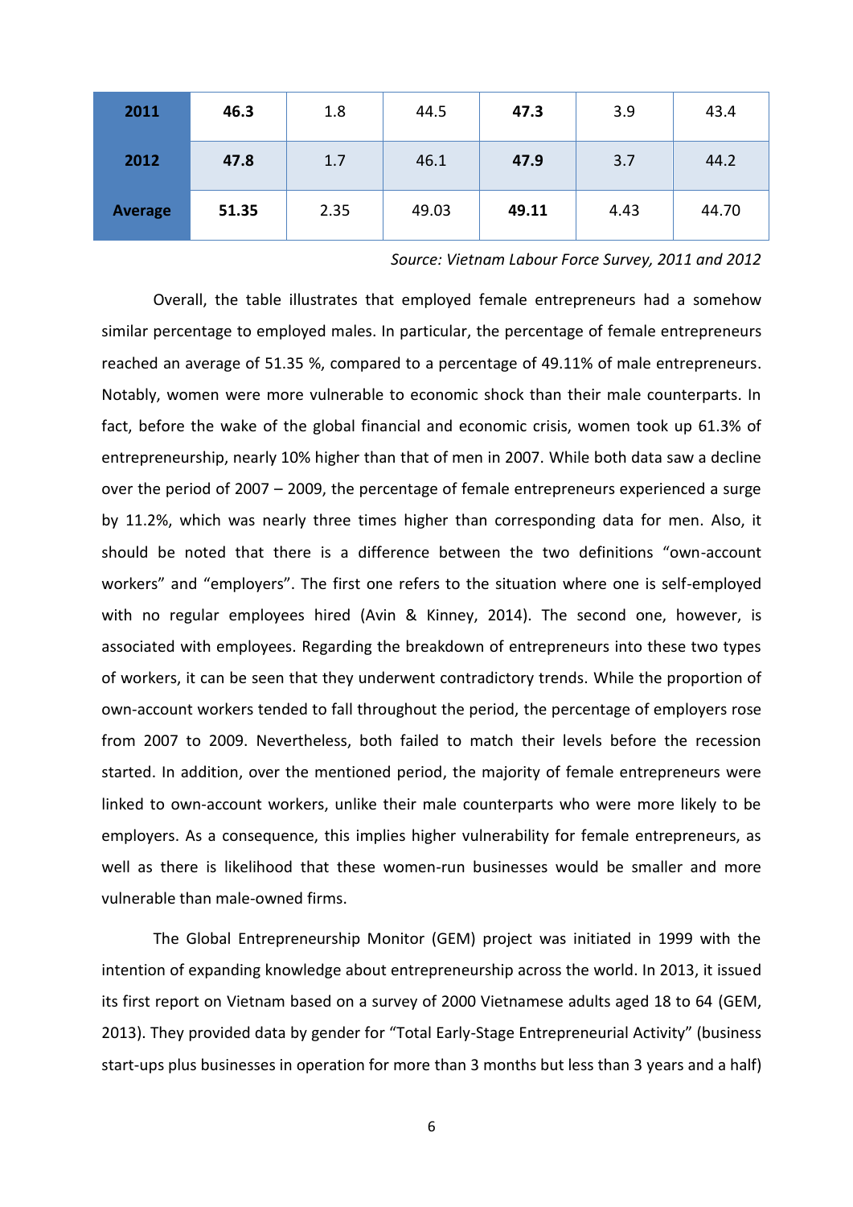| | | | | | | |
|---|---|---|---|---|---|---|
| **2011** | **46.3** | 1.8 | 44.5 | **47.3** | 3.9 | 43.4 |
| **2012** | **47.8** | 1.7 | 46.1 | **47.9** | 3.7 | 44.2 |
| **Average** | **51.35** | 2.35 | 49.03 | **49.11** | 4.43 | 44.70 |

*Source: Vietnam Labour Force Survey, 2011 and 2012*

Overall, the table illustrates that employed female entrepreneurs had a somehow similar percentage to employed males. In particular, the percentage of female entrepreneurs reached an average of 51.35 %, compared to a percentage of 49.11% of male entrepreneurs. Notably, women were more vulnerable to economic shock than their male counterparts. In fact, before the wake of the global financial and economic crisis, women took up 61.3% of entrepreneurship, nearly 10% higher than that of men in 2007. While both data saw a decline over the period of 2007 – 2009, the percentage of female entrepreneurs experienced a surge by 11.2%, which was nearly three times higher than corresponding data for men. Also, it should be noted that there is a difference between the two definitions "own-account workers" and "employers". The first one refers to the situation where one is self-employed with no regular employees hired (Avin & Kinney, 2014). The second one, however, is associated with employees. Regarding the breakdown of entrepreneurs into these two types of workers, it can be seen that they underwent contradictory trends. While the proportion of own-account workers tended to fall throughout the period, the percentage of employers rose from 2007 to 2009. Nevertheless, both failed to match their levels before the recession started. In addition, over the mentioned period, the majority of female entrepreneurs were linked to own-account workers, unlike their male counterparts who were more likely to be employers. As a consequence, this implies higher vulnerability for female entrepreneurs, as well as there is likelihood that these women-run businesses would be smaller and more vulnerable than male-owned firms.

The Global Entrepreneurship Monitor (GEM) project was initiated in 1999 with the intention of expanding knowledge about entrepreneurship across the world. In 2013, it issued its first report on Vietnam based on a survey of 2000 Vietnamese adults aged 18 to 64 (GEM, 2013). They provided data by gender for "Total Early-Stage Entrepreneurial Activity" (business start-ups plus businesses in operation for more than 3 months but less than 3 years and a half)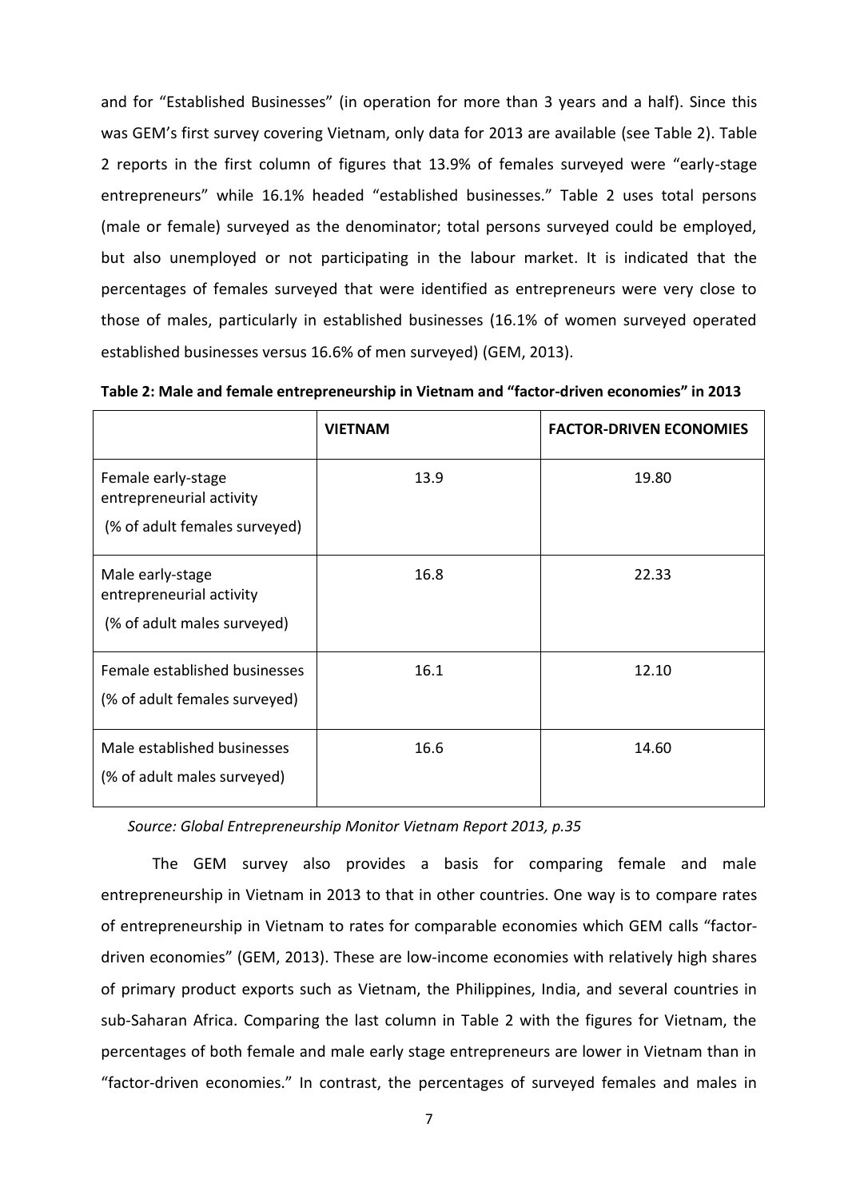and for "Established Businesses" (in operation for more than 3 years and a half). Since this was GEM's first survey covering Vietnam, only data for 2013 are available (see Table 2). Table 2 reports in the first column of figures that 13.9% of females surveyed were "early-stage entrepreneurs" while 16.1% headed "established businesses." Table 2 uses total persons (male or female) surveyed as the denominator; total persons surveyed could be employed, but also unemployed or not participating in the labour market. It is indicated that the percentages of females surveyed that were identified as entrepreneurs were very close to those of males, particularly in established businesses (16.1% of women surveyed operated established businesses versus 16.6% of men surveyed) (GEM, 2013).

**Table 2: Male and female entrepreneurship in Vietnam and "factor-driven economies" in 2013**

| | **VIETNAM** | **FACTOR-DRIVEN ECONOMIES** |
|---|---|---|
| Female early-stage entrepreneurial activity (% of adult females surveyed) | 13.9 | 19.80 |
| Male early-stage entrepreneurial activity (% of adult males surveyed) | 16.8 | 22.33 |
| Female established businesses (% of adult females surveyed) | 16.1 | 12.10 |
| Male established businesses (% of adult males surveyed) | 16.6 | 14.60 |

*Source: Global Entrepreneurship Monitor Vietnam Report 2013, p.35*

The GEM survey also provides a basis for comparing female and male entrepreneurship in Vietnam in 2013 to that in other countries. One way is to compare rates of entrepreneurship in Vietnam to rates for comparable economies which GEM calls "factor-driven economies" (GEM, 2013). These are low-income economies with relatively high shares of primary product exports such as Vietnam, the Philippines, India, and several countries in sub-Saharan Africa. Comparing the last column in Table 2 with the figures for Vietnam, the percentages of both female and male early stage entrepreneurs are lower in Vietnam than in "factor-driven economies." In contrast, the percentages of surveyed females and males in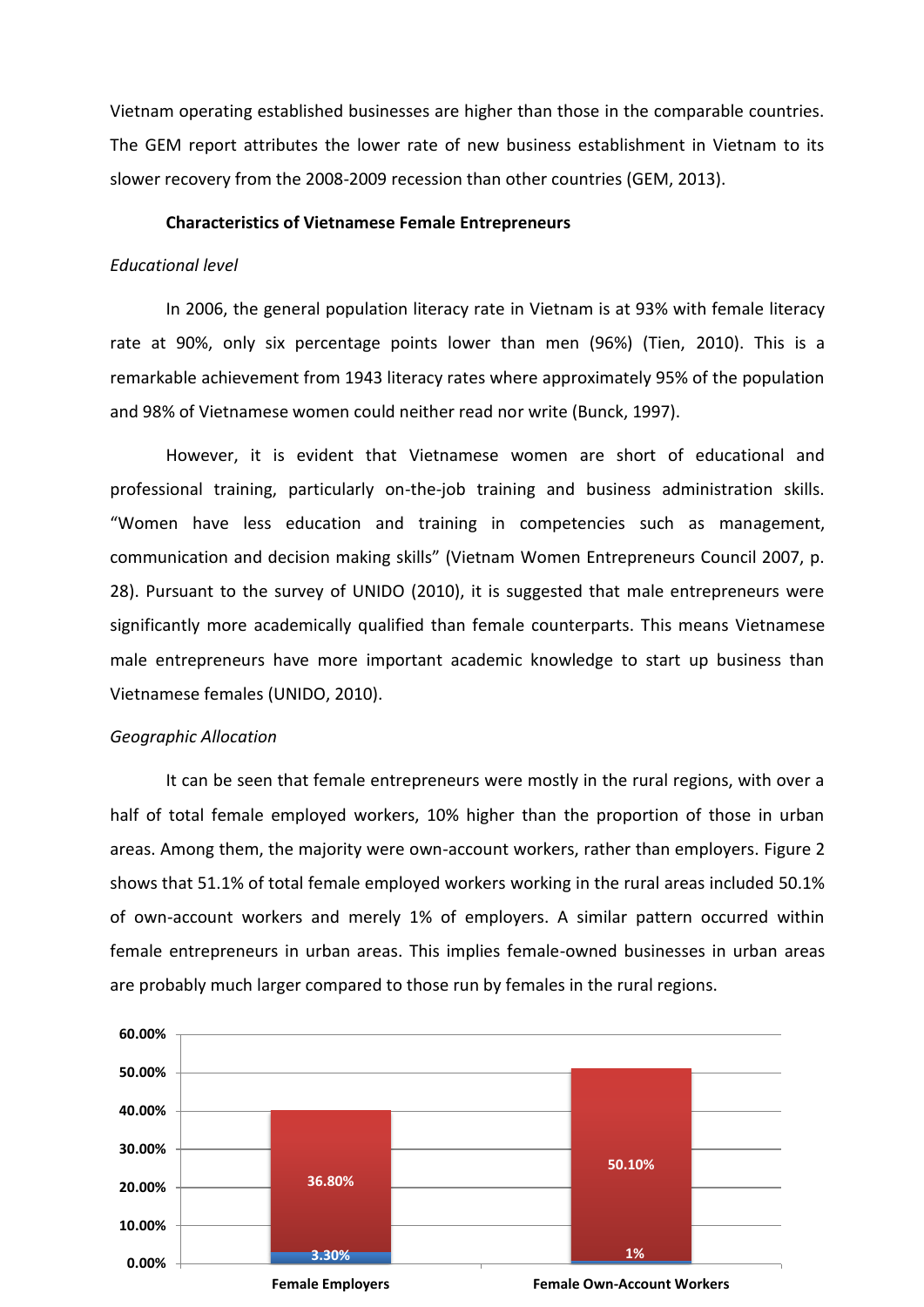Vietnam operating established businesses are higher than those in the comparable countries. The GEM report attributes the lower rate of new business establishment in Vietnam to its slower recovery from the 2008-2009 recession than other countries (GEM, 2013).

### Characteristics of Vietnamese Female Entrepreneurs

*Educational level*

In 2006, the general population literacy rate in Vietnam is at 93% with female literacy rate at 90%, only six percentage points lower than men (96%) (Tien, 2010). This is a remarkable achievement from 1943 literacy rates where approximately 95% of the population and 98% of Vietnamese women could neither read nor write (Bunck, 1997).

However, it is evident that Vietnamese women are short of educational and professional training, particularly on-the-job training and business administration skills. “Women have less education and training in competencies such as management, communication and decision making skills” (Vietnam Women Entrepreneurs Council 2007, p. 28). Pursuant to the survey of UNIDO (2010), it is suggested that male entrepreneurs were significantly more academically qualified than female counterparts. This means Vietnamese male entrepreneurs have more important academic knowledge to start up business than Vietnamese females (UNIDO, 2010).

*Geographic Allocation*

It can be seen that female entrepreneurs were mostly in the rural regions, with over a half of total female employed workers, 10% higher than the proportion of those in urban areas. Among them, the majority were own-account workers, rather than employers. Figure 2 shows that 51.1% of total female employed workers working in the rural areas included 50.1% of own-account workers and merely 1% of employers. A similar pattern occurred within female entrepreneurs in urban areas. This implies female-owned businesses in urban areas are probably much larger compared to those run by females in the rural regions.

| | Female Employers | Female Own-Account Workers |
|---|---|---|
| (blue, lower segment) | 3.30% | 1% |
| (red, upper segment) | 36.80% | 50.10% |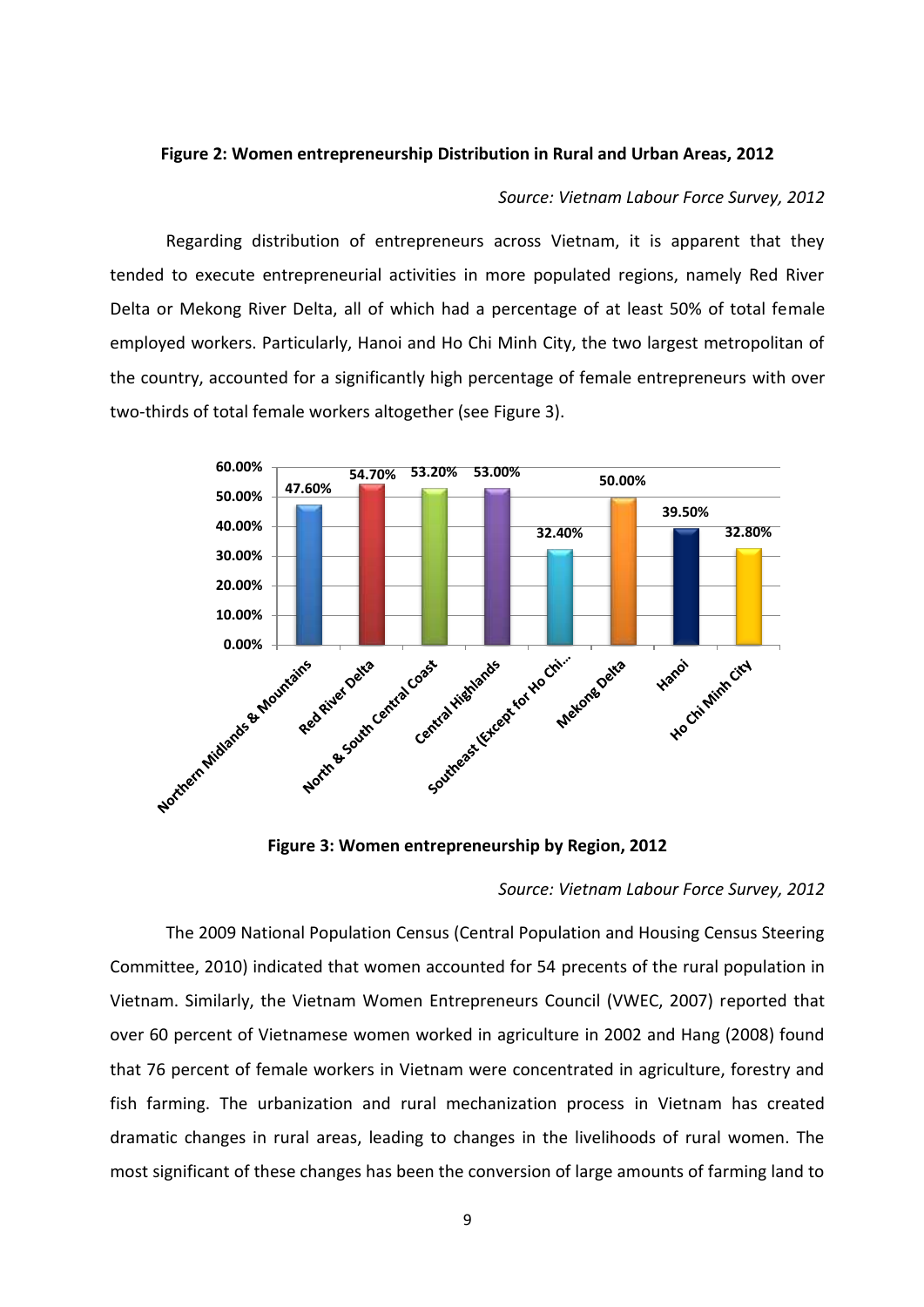**Figure 2: Women entrepreneurship Distribution in Rural and Urban Areas, 2012**

*Source: Vietnam Labour Force Survey, 2012*

Regarding distribution of entrepreneurs across Vietnam, it is apparent that they tended to execute entrepreneurial activities in more populated regions, namely Red River Delta or Mekong River Delta, all of which had a percentage of at least 50% of total female employed workers. Particularly, Hanoi and Ho Chi Minh City, the two largest metropolitan of the country, accounted for a significantly high percentage of female entrepreneurs with over two-thirds of total female workers altogether (see Figure 3).

| Region | Percentage |
|---|---|
| Northern Midlands & Mountains | 47.60% |
| Red River Delta | 54.70% |
| North & South Central Coast | 53.20% |
| Central Highlands | 53.00% |
| Southeast (Except for Ho Chi... | 32.40% |
| Mekong Delta | 50.00% |
| Hanoi | 39.50% |
| Ho Chi Minh City | 32.80% |

**Figure 3: Women entrepreneurship by Region, 2012**

*Source: Vietnam Labour Force Survey, 2012*

The 2009 National Population Census (Central Population and Housing Census Steering Committee, 2010) indicated that women accounted for 54 precents of the rural population in Vietnam. Similarly, the Vietnam Women Entrepreneurs Council (VWEC, 2007) reported that over 60 percent of Vietnamese women worked in agriculture in 2002 and Hang (2008) found that 76 percent of female workers in Vietnam were concentrated in agriculture, forestry and fish farming. The urbanization and rural mechanization process in Vietnam has created dramatic changes in rural areas, leading to changes in the livelihoods of rural women. The most significant of these changes has been the conversion of large amounts of farming land to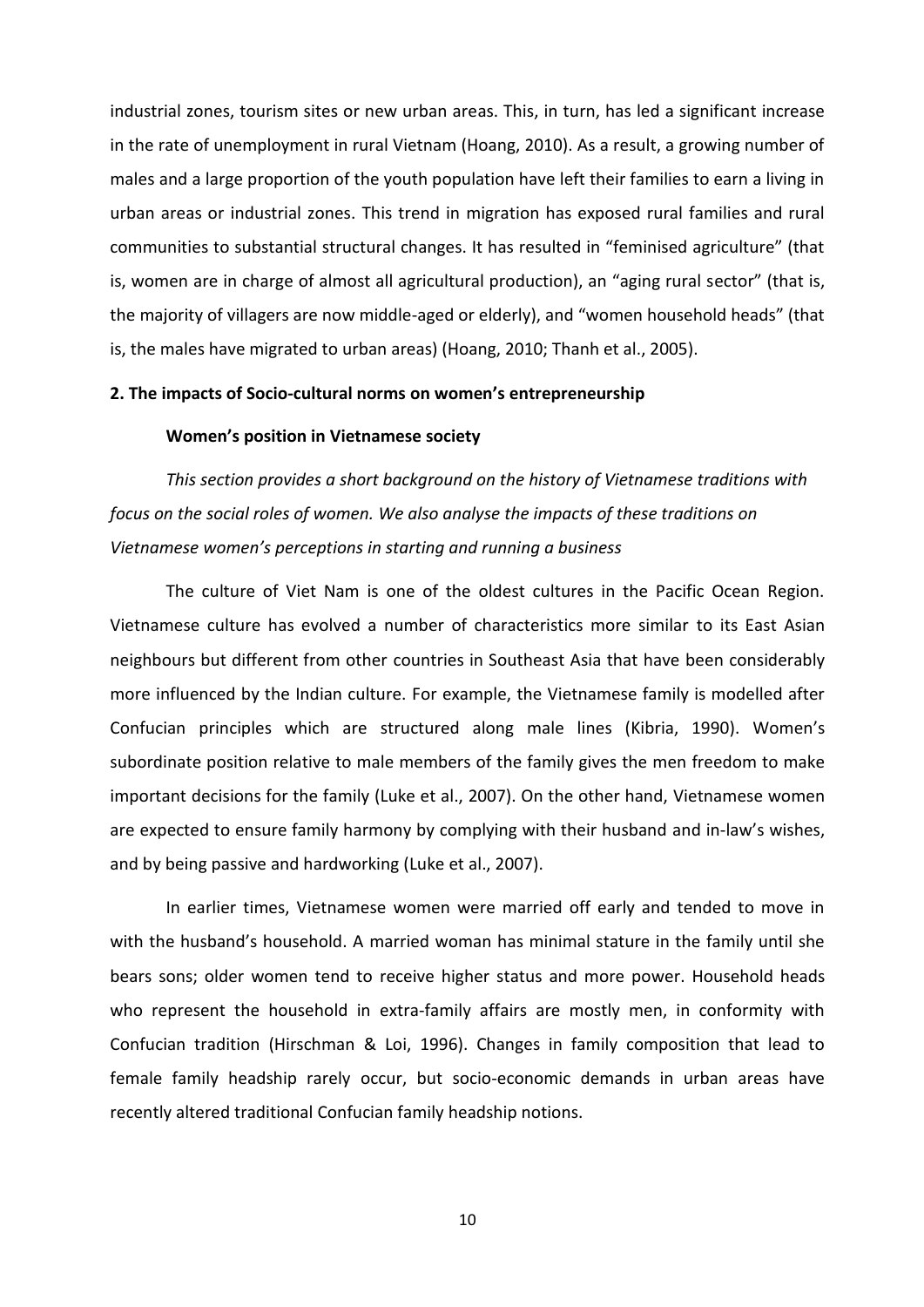industrial zones, tourism sites or new urban areas. This, in turn, has led a significant increase in the rate of unemployment in rural Vietnam (Hoang, 2010). As a result, a growing number of males and a large proportion of the youth population have left their families to earn a living in urban areas or industrial zones. This trend in migration has exposed rural families and rural communities to substantial structural changes. It has resulted in "feminised agriculture" (that is, women are in charge of almost all agricultural production), an "aging rural sector" (that is, the majority of villagers are now middle-aged or elderly), and "women household heads" (that is, the males have migrated to urban areas) (Hoang, 2010; Thanh et al., 2005).

## 2. The impacts of Socio-cultural norms on women's entrepreneurship

### Women's position in Vietnamese society

*This section provides a short background on the history of Vietnamese traditions with focus on the social roles of women. We also analyse the impacts of these traditions on Vietnamese women's perceptions in starting and running a business*

The culture of Viet Nam is one of the oldest cultures in the Pacific Ocean Region. Vietnamese culture has evolved a number of characteristics more similar to its East Asian neighbours but different from other countries in Southeast Asia that have been considerably more influenced by the Indian culture. For example, the Vietnamese family is modelled after Confucian principles which are structured along male lines (Kibria, 1990). Women's subordinate position relative to male members of the family gives the men freedom to make important decisions for the family (Luke et al., 2007). On the other hand, Vietnamese women are expected to ensure family harmony by complying with their husband and in-law's wishes, and by being passive and hardworking (Luke et al., 2007).

In earlier times, Vietnamese women were married off early and tended to move in with the husband's household. A married woman has minimal stature in the family until she bears sons; older women tend to receive higher status and more power. Household heads who represent the household in extra-family affairs are mostly men, in conformity with Confucian tradition (Hirschman & Loi, 1996). Changes in family composition that lead to female family headship rarely occur, but socio-economic demands in urban areas have recently altered traditional Confucian family headship notions.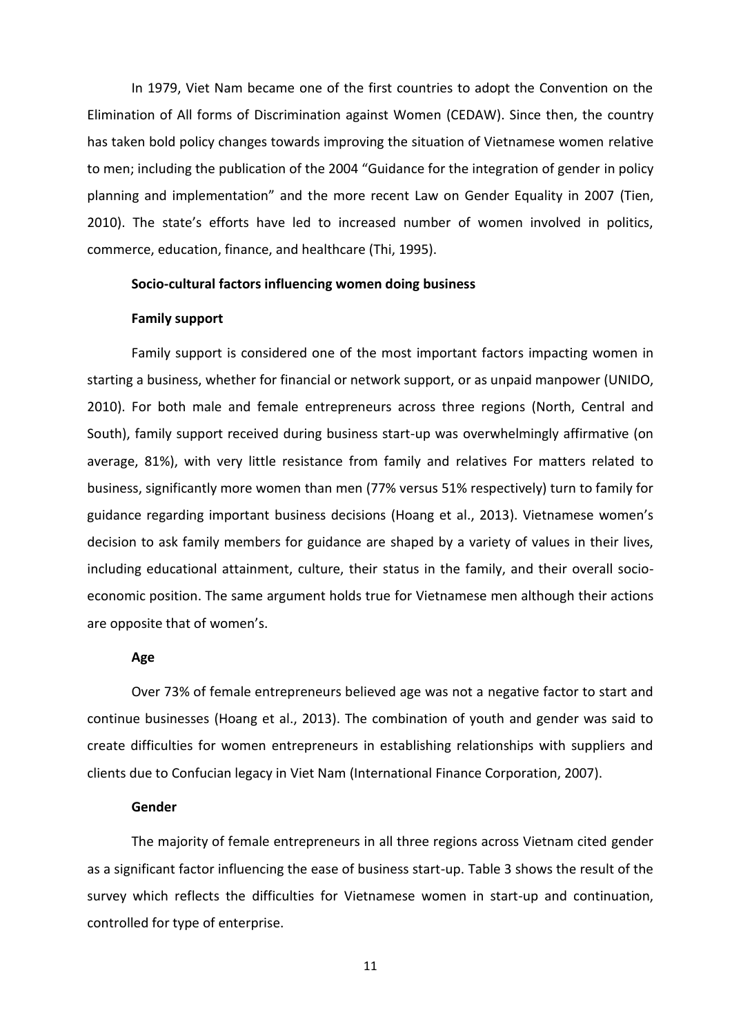In 1979, Viet Nam became one of the first countries to adopt the Convention on the Elimination of All forms of Discrimination against Women (CEDAW). Since then, the country has taken bold policy changes towards improving the situation of Vietnamese women relative to men; including the publication of the 2004 "Guidance for the integration of gender in policy planning and implementation" and the more recent Law on Gender Equality in 2007 (Tien, 2010). The state's efforts have led to increased number of women involved in politics, commerce, education, finance, and healthcare (Thi, 1995).

## Socio-cultural factors influencing women doing business

### Family support

Family support is considered one of the most important factors impacting women in starting a business, whether for financial or network support, or as unpaid manpower (UNIDO, 2010). For both male and female entrepreneurs across three regions (North, Central and South), family support received during business start-up was overwhelmingly affirmative (on average, 81%), with very little resistance from family and relatives For matters related to business, significantly more women than men (77% versus 51% respectively) turn to family for guidance regarding important business decisions (Hoang et al., 2013). Vietnamese women's decision to ask family members for guidance are shaped by a variety of values in their lives, including educational attainment, culture, their status in the family, and their overall socio-economic position. The same argument holds true for Vietnamese men although their actions are opposite that of women's.

### Age

Over 73% of female entrepreneurs believed age was not a negative factor to start and continue businesses (Hoang et al., 2013). The combination of youth and gender was said to create difficulties for women entrepreneurs in establishing relationships with suppliers and clients due to Confucian legacy in Viet Nam (International Finance Corporation, 2007).

### Gender

The majority of female entrepreneurs in all three regions across Vietnam cited gender as a significant factor influencing the ease of business start-up. Table 3 shows the result of the survey which reflects the difficulties for Vietnamese women in start-up and continuation, controlled for type of enterprise.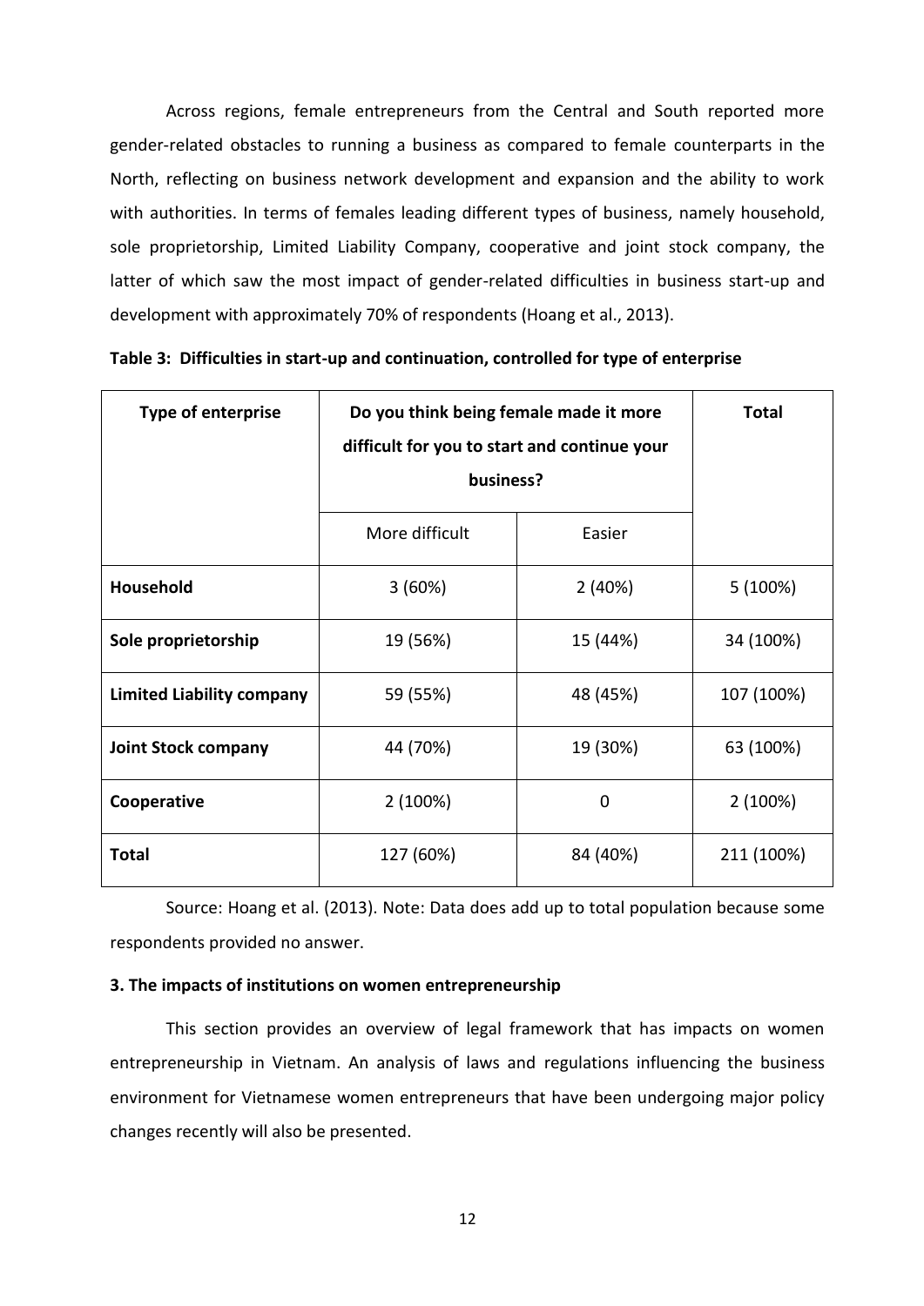Across regions, female entrepreneurs from the Central and South reported more gender-related obstacles to running a business as compared to female counterparts in the North, reflecting on business network development and expansion and the ability to work with authorities. In terms of females leading different types of business, namely household, sole proprietorship, Limited Liability Company, cooperative and joint stock company, the latter of which saw the most impact of gender-related difficulties in business start-up and development with approximately 70% of respondents (Hoang et al., 2013).

**Table 3: Difficulties in start-up and continuation, controlled for type of enterprise**

| Type of enterprise | Do you think being female made it more difficult for you to start and continue your business? | | Total |
|---|---|---|---|
| | More difficult | Easier | |
| **Household** | 3 (60%) | 2 (40%) | 5 (100%) |
| **Sole proprietorship** | 19 (56%) | 15 (44%) | 34 (100%) |
| **Limited Liability company** | 59 (55%) | 48 (45%) | 107 (100%) |
| **Joint Stock company** | 44 (70%) | 19 (30%) | 63 (100%) |
| **Cooperative** | 2 (100%) | 0 | 2 (100%) |
| **Total** | 127 (60%) | 84 (40%) | 211 (100%) |

Source: Hoang et al. (2013). Note: Data does add up to total population because some respondents provided no answer.

### 3. The impacts of institutions on women entrepreneurship

This section provides an overview of legal framework that has impacts on women entrepreneurship in Vietnam. An analysis of laws and regulations influencing the business environment for Vietnamese women entrepreneurs that have been undergoing major policy changes recently will also be presented.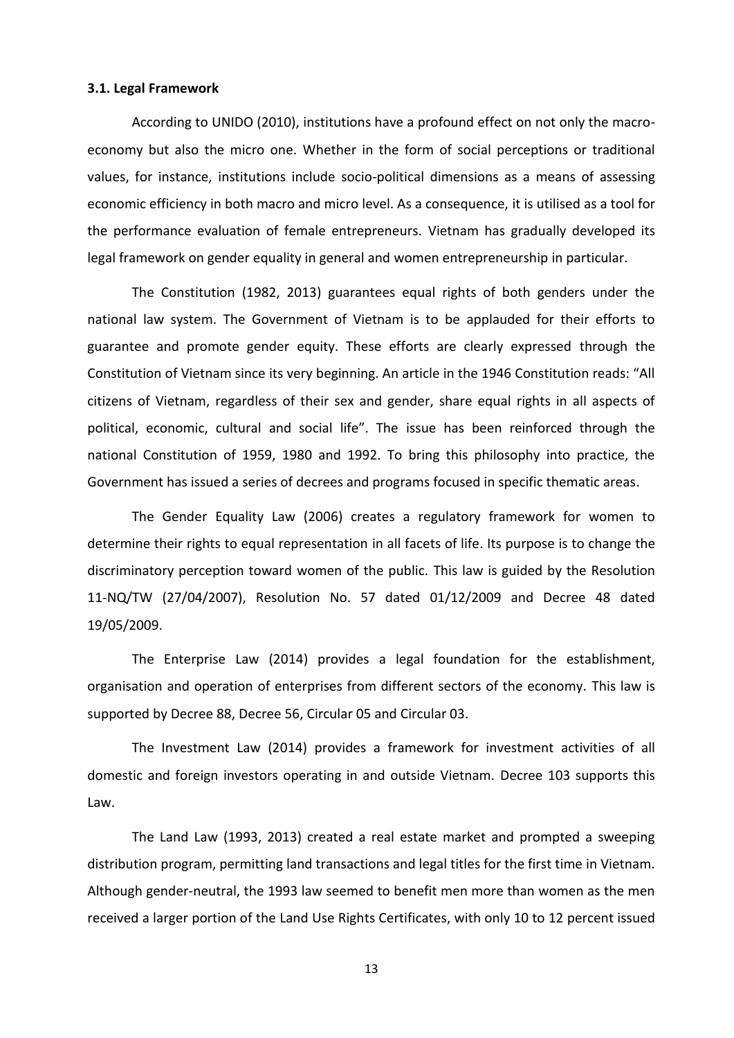### 3.1. Legal Framework

According to UNIDO (2010), institutions have a profound effect on not only the macro-economy but also the micro one. Whether in the form of social perceptions or traditional values, for instance, institutions include socio-political dimensions as a means of assessing economic efficiency in both macro and micro level. As a consequence, it is utilised as a tool for the performance evaluation of female entrepreneurs. Vietnam has gradually developed its legal framework on gender equality in general and women entrepreneurship in particular.

The Constitution (1982, 2013) guarantees equal rights of both genders under the national law system. The Government of Vietnam is to be applauded for their efforts to guarantee and promote gender equity. These efforts are clearly expressed through the Constitution of Vietnam since its very beginning. An article in the 1946 Constitution reads: "All citizens of Vietnam, regardless of their sex and gender, share equal rights in all aspects of political, economic, cultural and social life". The issue has been reinforced through the national Constitution of 1959, 1980 and 1992. To bring this philosophy into practice, the Government has issued a series of decrees and programs focused in specific thematic areas.

The Gender Equality Law (2006) creates a regulatory framework for women to determine their rights to equal representation in all facets of life. Its purpose is to change the discriminatory perception toward women of the public. This law is guided by the Resolution 11-NQ/TW (27/04/2007), Resolution No. 57 dated 01/12/2009 and Decree 48 dated 19/05/2009.

The Enterprise Law (2014) provides a legal foundation for the establishment, organisation and operation of enterprises from different sectors of the economy. This law is supported by Decree 88, Decree 56, Circular 05 and Circular 03.

The Investment Law (2014) provides a framework for investment activities of all domestic and foreign investors operating in and outside Vietnam. Decree 103 supports this Law.

The Land Law (1993, 2013) created a real estate market and prompted a sweeping distribution program, permitting land transactions and legal titles for the first time in Vietnam. Although gender-neutral, the 1993 law seemed to benefit men more than women as the men received a larger portion of the Land Use Rights Certificates, with only 10 to 12 percent issued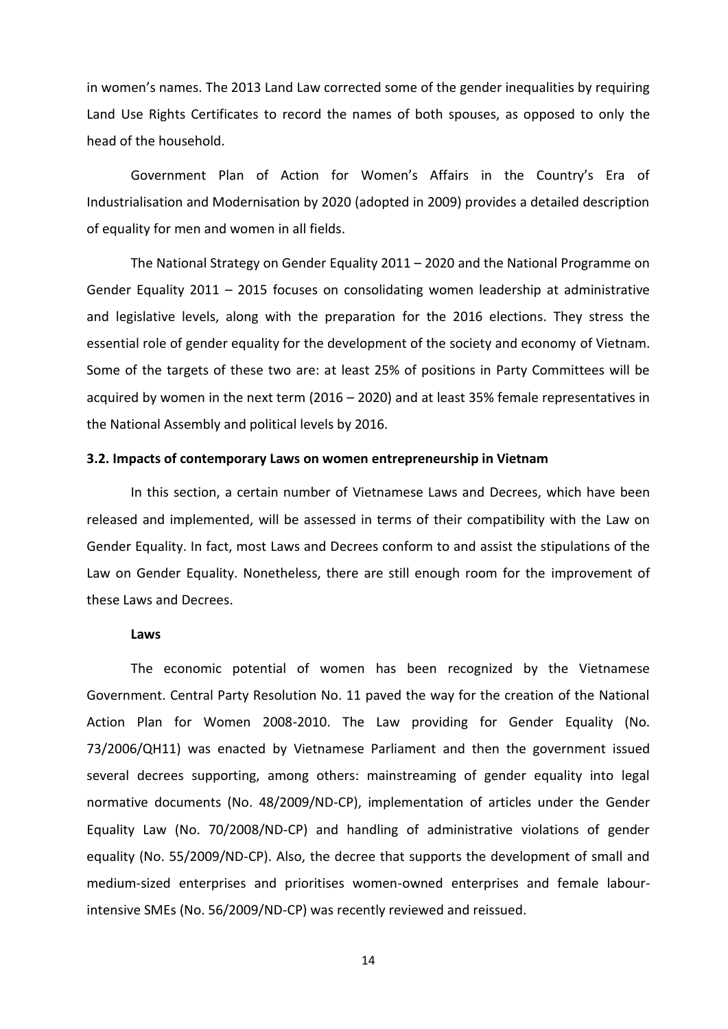in women's names. The 2013 Land Law corrected some of the gender inequalities by requiring Land Use Rights Certificates to record the names of both spouses, as opposed to only the head of the household.

Government Plan of Action for Women's Affairs in the Country's Era of Industrialisation and Modernisation by 2020 (adopted in 2009) provides a detailed description of equality for men and women in all fields.

The National Strategy on Gender Equality 2011 – 2020 and the National Programme on Gender Equality 2011 – 2015 focuses on consolidating women leadership at administrative and legislative levels, along with the preparation for the 2016 elections. They stress the essential role of gender equality for the development of the society and economy of Vietnam. Some of the targets of these two are: at least 25% of positions in Party Committees will be acquired by women in the next term (2016 – 2020) and at least 35% female representatives in the National Assembly and political levels by 2016.

### 3.2. Impacts of contemporary Laws on women entrepreneurship in Vietnam

In this section, a certain number of Vietnamese Laws and Decrees, which have been released and implemented, will be assessed in terms of their compatibility with the Law on Gender Equality. In fact, most Laws and Decrees conform to and assist the stipulations of the Law on Gender Equality. Nonetheless, there are still enough room for the improvement of these Laws and Decrees.

#### Laws

The economic potential of women has been recognized by the Vietnamese Government. Central Party Resolution No. 11 paved the way for the creation of the National Action Plan for Women 2008-2010. The Law providing for Gender Equality (No. 73/2006/QH11) was enacted by Vietnamese Parliament and then the government issued several decrees supporting, among others: mainstreaming of gender equality into legal normative documents (No. 48/2009/ND-CP), implementation of articles under the Gender Equality Law (No. 70/2008/ND-CP) and handling of administrative violations of gender equality (No. 55/2009/ND-CP). Also, the decree that supports the development of small and medium-sized enterprises and prioritises women-owned enterprises and female labour-intensive SMEs (No. 56/2009/ND-CP) was recently reviewed and reissued.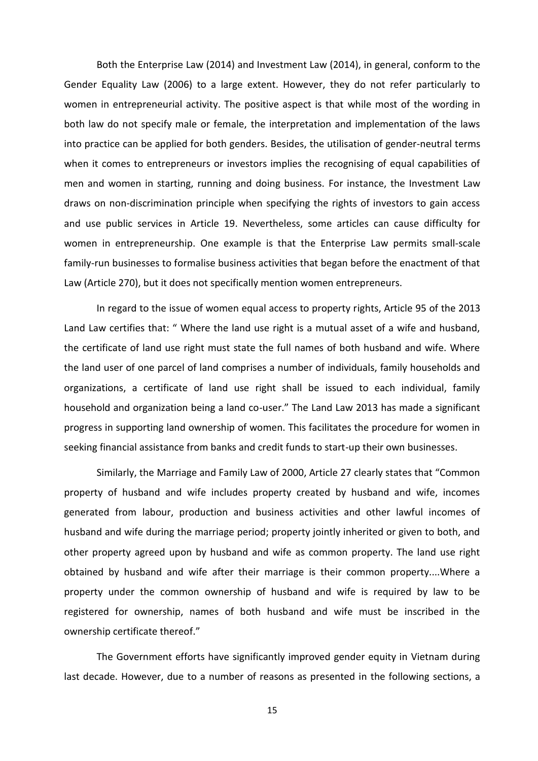Both the Enterprise Law (2014) and Investment Law (2014), in general, conform to the Gender Equality Law (2006) to a large extent. However, they do not refer particularly to women in entrepreneurial activity. The positive aspect is that while most of the wording in both law do not specify male or female, the interpretation and implementation of the laws into practice can be applied for both genders. Besides, the utilisation of gender-neutral terms when it comes to entrepreneurs or investors implies the recognising of equal capabilities of men and women in starting, running and doing business. For instance, the Investment Law draws on non-discrimination principle when specifying the rights of investors to gain access and use public services in Article 19. Nevertheless, some articles can cause difficulty for women in entrepreneurship. One example is that the Enterprise Law permits small-scale family-run businesses to formalise business activities that began before the enactment of that Law (Article 270), but it does not specifically mention women entrepreneurs.

In regard to the issue of women equal access to property rights, Article 95 of the 2013 Land Law certifies that: " Where the land use right is a mutual asset of a wife and husband, the certificate of land use right must state the full names of both husband and wife. Where the land user of one parcel of land comprises a number of individuals, family households and organizations, a certificate of land use right shall be issued to each individual, family household and organization being a land co-user." The Land Law 2013 has made a significant progress in supporting land ownership of women. This facilitates the procedure for women in seeking financial assistance from banks and credit funds to start-up their own businesses.

Similarly, the Marriage and Family Law of 2000, Article 27 clearly states that "Common property of husband and wife includes property created by husband and wife, incomes generated from labour, production and business activities and other lawful incomes of husband and wife during the marriage period; property jointly inherited or given to both, and other property agreed upon by husband and wife as common property. The land use right obtained by husband and wife after their marriage is their common property....Where a property under the common ownership of husband and wife is required by law to be registered for ownership, names of both husband and wife must be inscribed in the ownership certificate thereof."

The Government efforts have significantly improved gender equity in Vietnam during last decade. However, due to a number of reasons as presented in the following sections, a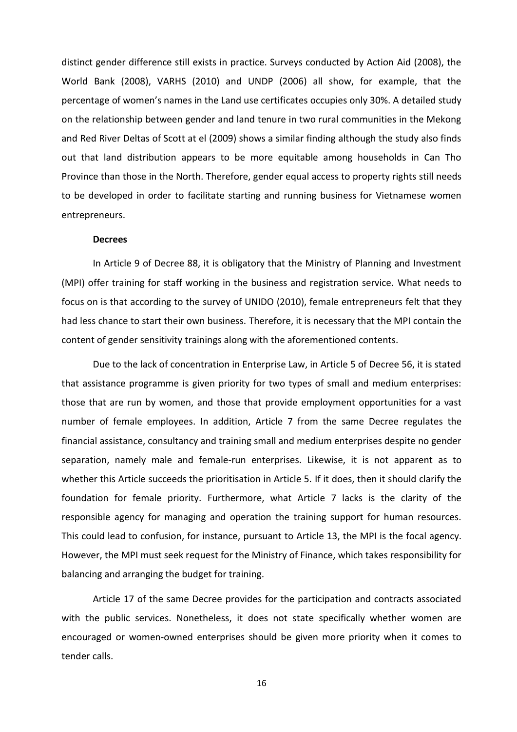distinct gender difference still exists in practice. Surveys conducted by Action Aid (2008), the World Bank (2008), VARHS (2010) and UNDP (2006) all show, for example, that the percentage of women's names in the Land use certificates occupies only 30%. A detailed study on the relationship between gender and land tenure in two rural communities in the Mekong and Red River Deltas of Scott at el (2009) shows a similar finding although the study also finds out that land distribution appears to be more equitable among households in Can Tho Province than those in the North. Therefore, gender equal access to property rights still needs to be developed in order to facilitate starting and running business for Vietnamese women entrepreneurs.

**Decrees**

In Article 9 of Decree 88, it is obligatory that the Ministry of Planning and Investment (MPI) offer training for staff working in the business and registration service. What needs to focus on is that according to the survey of UNIDO (2010), female entrepreneurs felt that they had less chance to start their own business. Therefore, it is necessary that the MPI contain the content of gender sensitivity trainings along with the aforementioned contents.

Due to the lack of concentration in Enterprise Law, in Article 5 of Decree 56, it is stated that assistance programme is given priority for two types of small and medium enterprises: those that are run by women, and those that provide employment opportunities for a vast number of female employees. In addition, Article 7 from the same Decree regulates the financial assistance, consultancy and training small and medium enterprises despite no gender separation, namely male and female-run enterprises. Likewise, it is not apparent as to whether this Article succeeds the prioritisation in Article 5. If it does, then it should clarify the foundation for female priority. Furthermore, what Article 7 lacks is the clarity of the responsible agency for managing and operation the training support for human resources. This could lead to confusion, for instance, pursuant to Article 13, the MPI is the focal agency. However, the MPI must seek request for the Ministry of Finance, which takes responsibility for balancing and arranging the budget for training.

Article 17 of the same Decree provides for the participation and contracts associated with the public services. Nonetheless, it does not state specifically whether women are encouraged or women-owned enterprises should be given more priority when it comes to tender calls.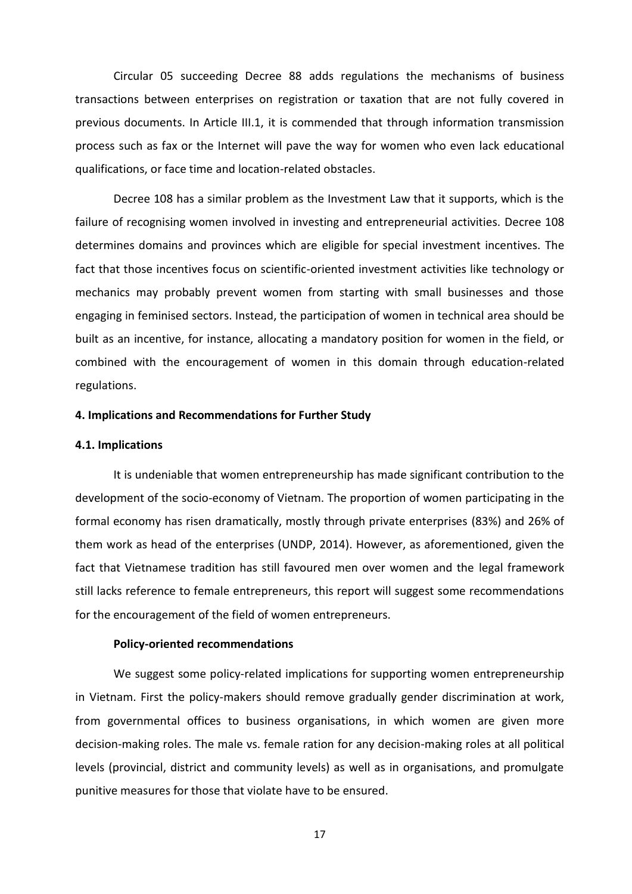Circular 05 succeeding Decree 88 adds regulations the mechanisms of business transactions between enterprises on registration or taxation that are not fully covered in previous documents. In Article III.1, it is commended that through information transmission process such as fax or the Internet will pave the way for women who even lack educational qualifications, or face time and location-related obstacles.

Decree 108 has a similar problem as the Investment Law that it supports, which is the failure of recognising women involved in investing and entrepreneurial activities. Decree 108 determines domains and provinces which are eligible for special investment incentives. The fact that those incentives focus on scientific-oriented investment activities like technology or mechanics may probably prevent women from starting with small businesses and those engaging in feminised sectors. Instead, the participation of women in technical area should be built as an incentive, for instance, allocating a mandatory position for women in the field, or combined with the encouragement of women in this domain through education-related regulations.

## 4. Implications and Recommendations for Further Study

### 4.1. Implications

It is undeniable that women entrepreneurship has made significant contribution to the development of the socio-economy of Vietnam. The proportion of women participating in the formal economy has risen dramatically, mostly through private enterprises (83%) and 26% of them work as head of the enterprises (UNDP, 2014). However, as aforementioned, given the fact that Vietnamese tradition has still favoured men over women and the legal framework still lacks reference to female entrepreneurs, this report will suggest some recommendations for the encouragement of the field of women entrepreneurs.

**Policy-oriented recommendations**

We suggest some policy-related implications for supporting women entrepreneurship in Vietnam. First the policy-makers should remove gradually gender discrimination at work, from governmental offices to business organisations, in which women are given more decision-making roles. The male vs. female ration for any decision-making roles at all political levels (provincial, district and community levels) as well as in organisations, and promulgate punitive measures for those that violate have to be ensured.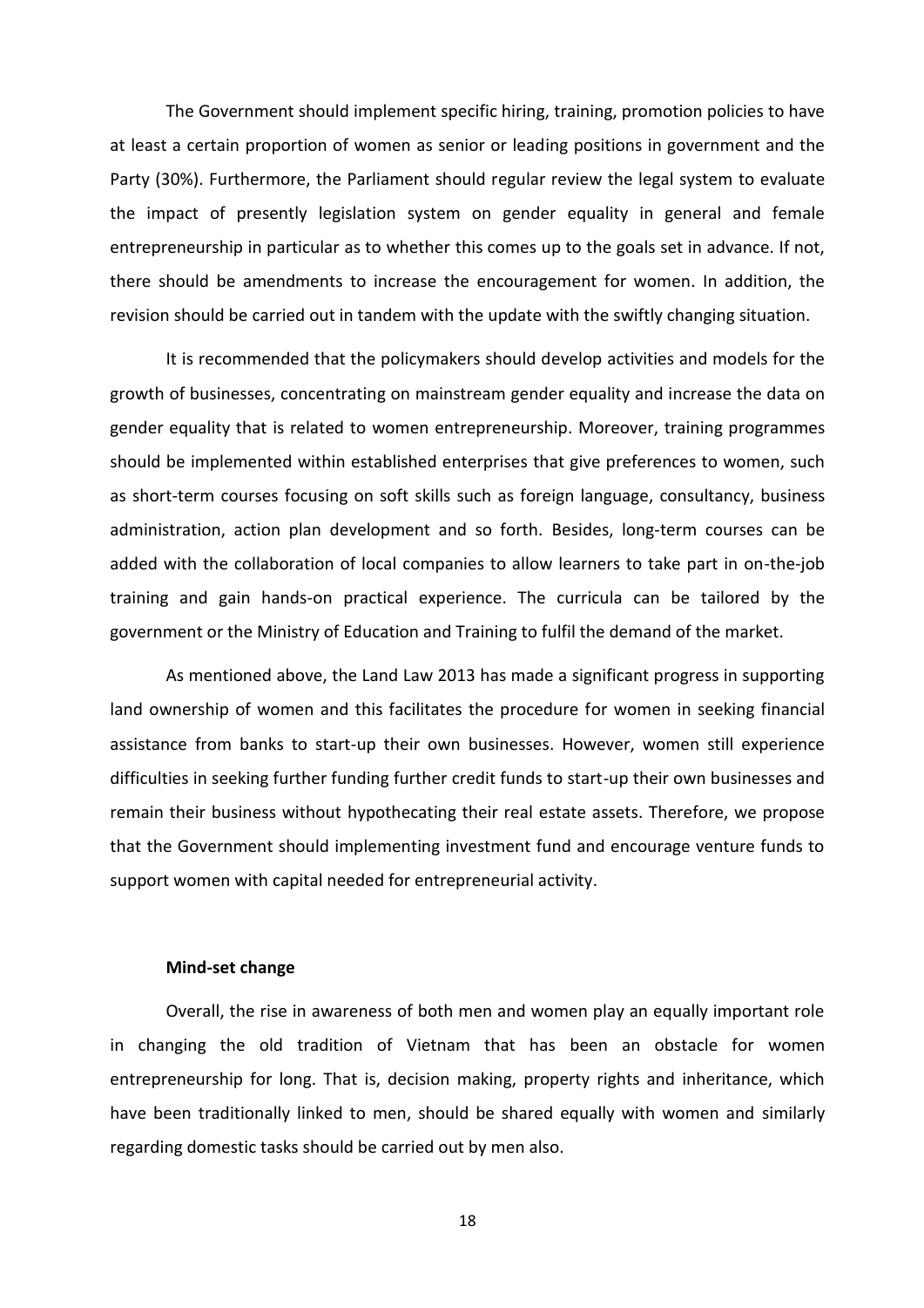The Government should implement specific hiring, training, promotion policies to have at least a certain proportion of women as senior or leading positions in government and the Party (30%). Furthermore, the Parliament should regular review the legal system to evaluate the impact of presently legislation system on gender equality in general and female entrepreneurship in particular as to whether this comes up to the goals set in advance. If not, there should be amendments to increase the encouragement for women. In addition, the revision should be carried out in tandem with the update with the swiftly changing situation.

It is recommended that the policymakers should develop activities and models for the growth of businesses, concentrating on mainstream gender equality and increase the data on gender equality that is related to women entrepreneurship. Moreover, training programmes should be implemented within established enterprises that give preferences to women, such as short-term courses focusing on soft skills such as foreign language, consultancy, business administration, action plan development and so forth. Besides, long-term courses can be added with the collaboration of local companies to allow learners to take part in on-the-job training and gain hands-on practical experience. The curricula can be tailored by the government or the Ministry of Education and Training to fulfil the demand of the market.

As mentioned above, the Land Law 2013 has made a significant progress in supporting land ownership of women and this facilitates the procedure for women in seeking financial assistance from banks to start-up their own businesses. However, women still experience difficulties in seeking further funding further credit funds to start-up their own businesses and remain their business without hypothecating their real estate assets. Therefore, we propose that the Government should implementing investment fund and encourage venture funds to support women with capital needed for entrepreneurial activity.

**Mind-set change**

Overall, the rise in awareness of both men and women play an equally important role in changing the old tradition of Vietnam that has been an obstacle for women entrepreneurship for long. That is, decision making, property rights and inheritance, which have been traditionally linked to men, should be shared equally with women and similarly regarding domestic tasks should be carried out by men also.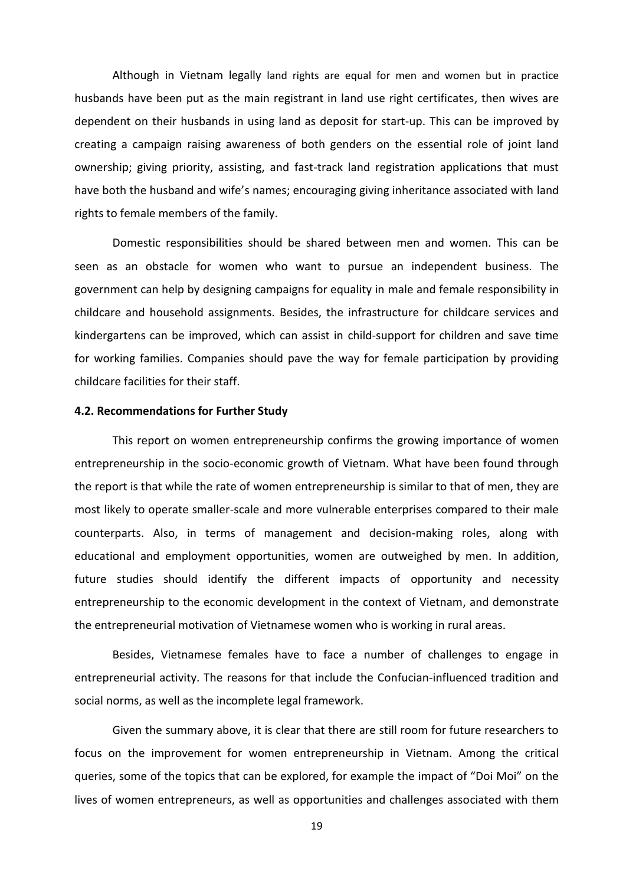Although in Vietnam legally land rights are equal for men and women but in practice husbands have been put as the main registrant in land use right certificates, then wives are dependent on their husbands in using land as deposit for start-up. This can be improved by creating a campaign raising awareness of both genders on the essential role of joint land ownership; giving priority, assisting, and fast-track land registration applications that must have both the husband and wife's names; encouraging giving inheritance associated with land rights to female members of the family.

Domestic responsibilities should be shared between men and women. This can be seen as an obstacle for women who want to pursue an independent business. The government can help by designing campaigns for equality in male and female responsibility in childcare and household assignments. Besides, the infrastructure for childcare services and kindergartens can be improved, which can assist in child-support for children and save time for working families. Companies should pave the way for female participation by providing childcare facilities for their staff.

**4.2. Recommendations for Further Study**

This report on women entrepreneurship confirms the growing importance of women entrepreneurship in the socio-economic growth of Vietnam. What have been found through the report is that while the rate of women entrepreneurship is similar to that of men, they are most likely to operate smaller-scale and more vulnerable enterprises compared to their male counterparts. Also, in terms of management and decision-making roles, along with educational and employment opportunities, women are outweighed by men. In addition, future studies should identify the different impacts of opportunity and necessity entrepreneurship to the economic development in the context of Vietnam, and demonstrate the entrepreneurial motivation of Vietnamese women who is working in rural areas.

Besides, Vietnamese females have to face a number of challenges to engage in entrepreneurial activity. The reasons for that include the Confucian-influenced tradition and social norms, as well as the incomplete legal framework.

Given the summary above, it is clear that there are still room for future researchers to focus on the improvement for women entrepreneurship in Vietnam. Among the critical queries, some of the topics that can be explored, for example the impact of "Doi Moi" on the lives of women entrepreneurs, as well as opportunities and challenges associated with them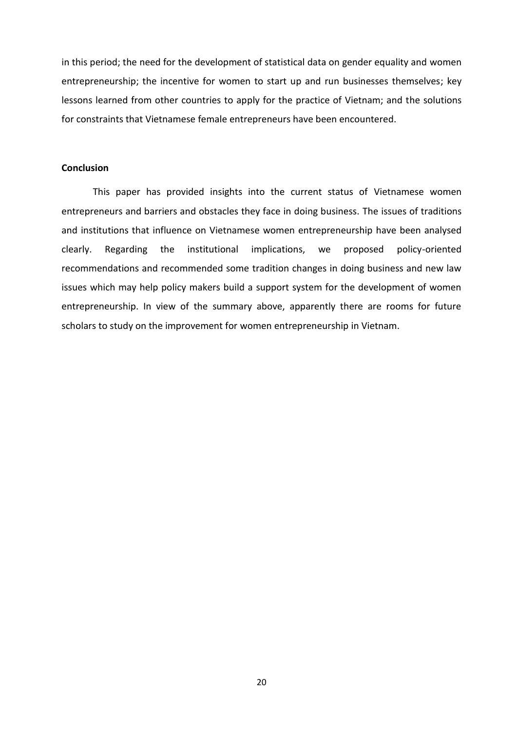in this period; the need for the development of statistical data on gender equality and women entrepreneurship; the incentive for women to start up and run businesses themselves; key lessons learned from other countries to apply for the practice of Vietnam; and the solutions for constraints that Vietnamese female entrepreneurs have been encountered.

**Conclusion**

This paper has provided insights into the current status of Vietnamese women entrepreneurs and barriers and obstacles they face in doing business. The issues of traditions and institutions that influence on Vietnamese women entrepreneurship have been analysed clearly. Regarding the institutional implications, we proposed policy-oriented recommendations and recommended some tradition changes in doing business and new law issues which may help policy makers build a support system for the development of women entrepreneurship. In view of the summary above, apparently there are rooms for future scholars to study on the improvement for women entrepreneurship in Vietnam.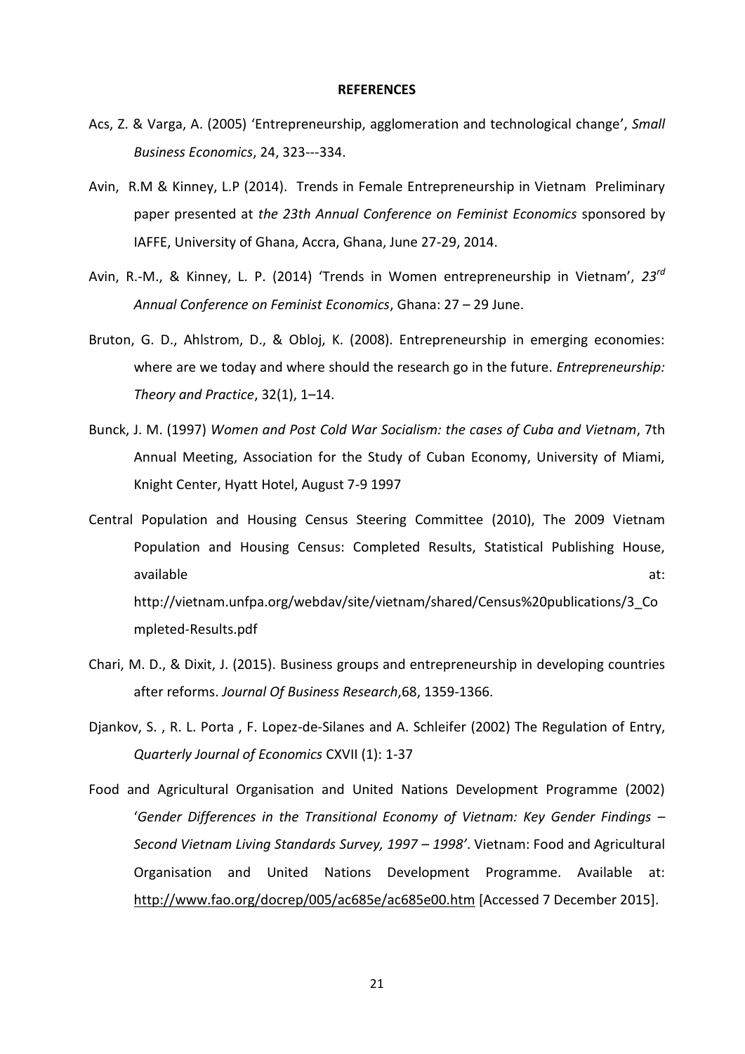**REFERENCES**

Acs, Z. & Varga, A. (2005) 'Entrepreneurship, agglomeration and technological change', *Small Business Economics*, 24, 323---334.

Avin, R.M & Kinney, L.P (2014). Trends in Female Entrepreneurship in Vietnam Preliminary paper presented at *the 23th Annual Conference on Feminist Economics* sponsored by IAFFE, University of Ghana, Accra, Ghana, June 27-29, 2014.

Avin, R.-M., & Kinney, L. P. (2014) 'Trends in Women entrepreneurship in Vietnam', *23rd Annual Conference on Feminist Economics*, Ghana: 27 – 29 June.

Bruton, G. D., Ahlstrom, D., & Obloj, K. (2008). Entrepreneurship in emerging economies: where are we today and where should the research go in the future. *Entrepreneurship: Theory and Practice*, 32(1), 1–14.

Bunck, J. M. (1997) *Women and Post Cold War Socialism: the cases of Cuba and Vietnam*, 7th Annual Meeting, Association for the Study of Cuban Economy, University of Miami, Knight Center, Hyatt Hotel, August 7-9 1997

Central Population and Housing Census Steering Committee (2010), The 2009 Vietnam Population and Housing Census: Completed Results, Statistical Publishing House, available at: http://vietnam.unfpa.org/webdav/site/vietnam/shared/Census%20publications/3_Completed-Results.pdf

Chari, M. D., & Dixit, J. (2015). Business groups and entrepreneurship in developing countries after reforms. *Journal Of Business Research*,68, 1359-1366.

Djankov, S. , R. L. Porta , F. Lopez-de-Silanes and A. Schleifer (2002) The Regulation of Entry, *Quarterly Journal of Economics* CXVII (1): 1-37

Food and Agricultural Organisation and United Nations Development Programme (2002) '*Gender Differences in the Transitional Economy of Vietnam: Key Gender Findings – Second Vietnam Living Standards Survey, 1997 – 1998'*. Vietnam: Food and Agricultural Organisation and United Nations Development Programme. Available at: http://www.fao.org/docrep/005/ac685e/ac685e00.htm [Accessed 7 December 2015].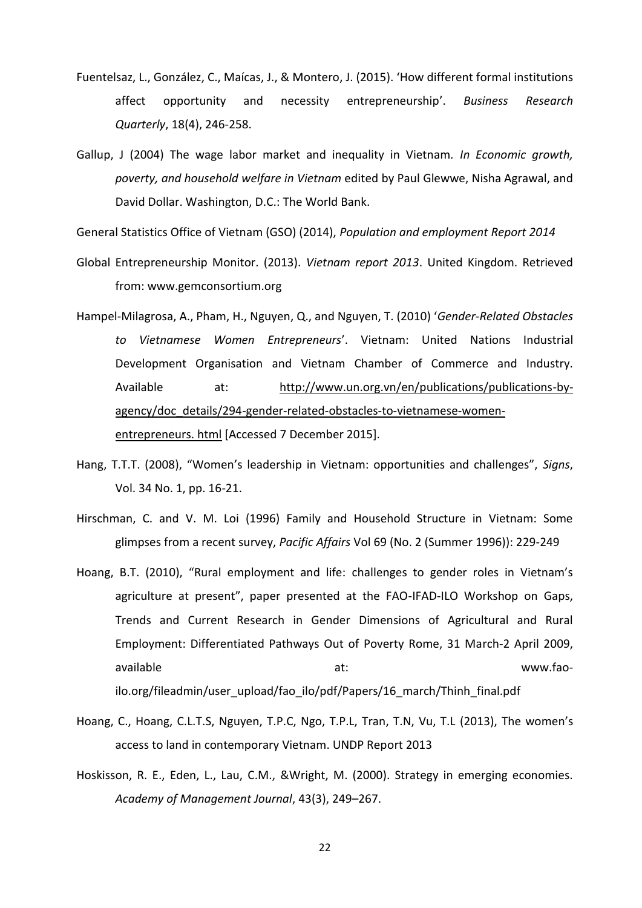Fuentelsaz, L., González, C., Maícas, J., & Montero, J. (2015). 'How different formal institutions affect opportunity and necessity entrepreneurship'. *Business Research Quarterly*, 18(4), 246-258.

Gallup, J (2004) The wage labor market and inequality in Vietnam. *In Economic growth, poverty, and household welfare in Vietnam* edited by Paul Glewwe, Nisha Agrawal, and David Dollar. Washington, D.C.: The World Bank.

General Statistics Office of Vietnam (GSO) (2014), *Population and employment Report 2014*

Global Entrepreneurship Monitor. (2013). *Vietnam report 2013*. United Kingdom. Retrieved from: www.gemconsortium.org

Hampel-Milagrosa, A., Pham, H., Nguyen, Q., and Nguyen, T. (2010) '*Gender-Related Obstacles to Vietnamese Women Entrepreneurs*'. Vietnam: United Nations Industrial Development Organisation and Vietnam Chamber of Commerce and Industry. Available at: http://www.un.org.vn/en/publications/publications-by-agency/doc_details/294-gender-related-obstacles-to-vietnamese-women-entrepreneurs. html [Accessed 7 December 2015].

Hang, T.T.T. (2008), "Women's leadership in Vietnam: opportunities and challenges", *Signs*, Vol. 34 No. 1, pp. 16-21.

Hirschman, C. and V. M. Loi (1996) Family and Household Structure in Vietnam: Some glimpses from a recent survey, *Pacific Affairs* Vol 69 (No. 2 (Summer 1996)): 229-249

Hoang, B.T. (2010), "Rural employment and life: challenges to gender roles in Vietnam's agriculture at present", paper presented at the FAO-IFAD-ILO Workshop on Gaps, Trends and Current Research in Gender Dimensions of Agricultural and Rural Employment: Differentiated Pathways Out of Poverty Rome, 31 March-2 April 2009, available at: www.fao-ilo.org/fileadmin/user_upload/fao_ilo/pdf/Papers/16_march/Thinh_final.pdf

Hoang, C., Hoang, C.L.T.S, Nguyen, T.P.C, Ngo, T.P.L, Tran, T.N, Vu, T.L (2013), The women's access to land in contemporary Vietnam. UNDP Report 2013

Hoskisson, R. E., Eden, L., Lau, C.M., &Wright, M. (2000). Strategy in emerging economies. *Academy of Management Journal*, 43(3), 249–267.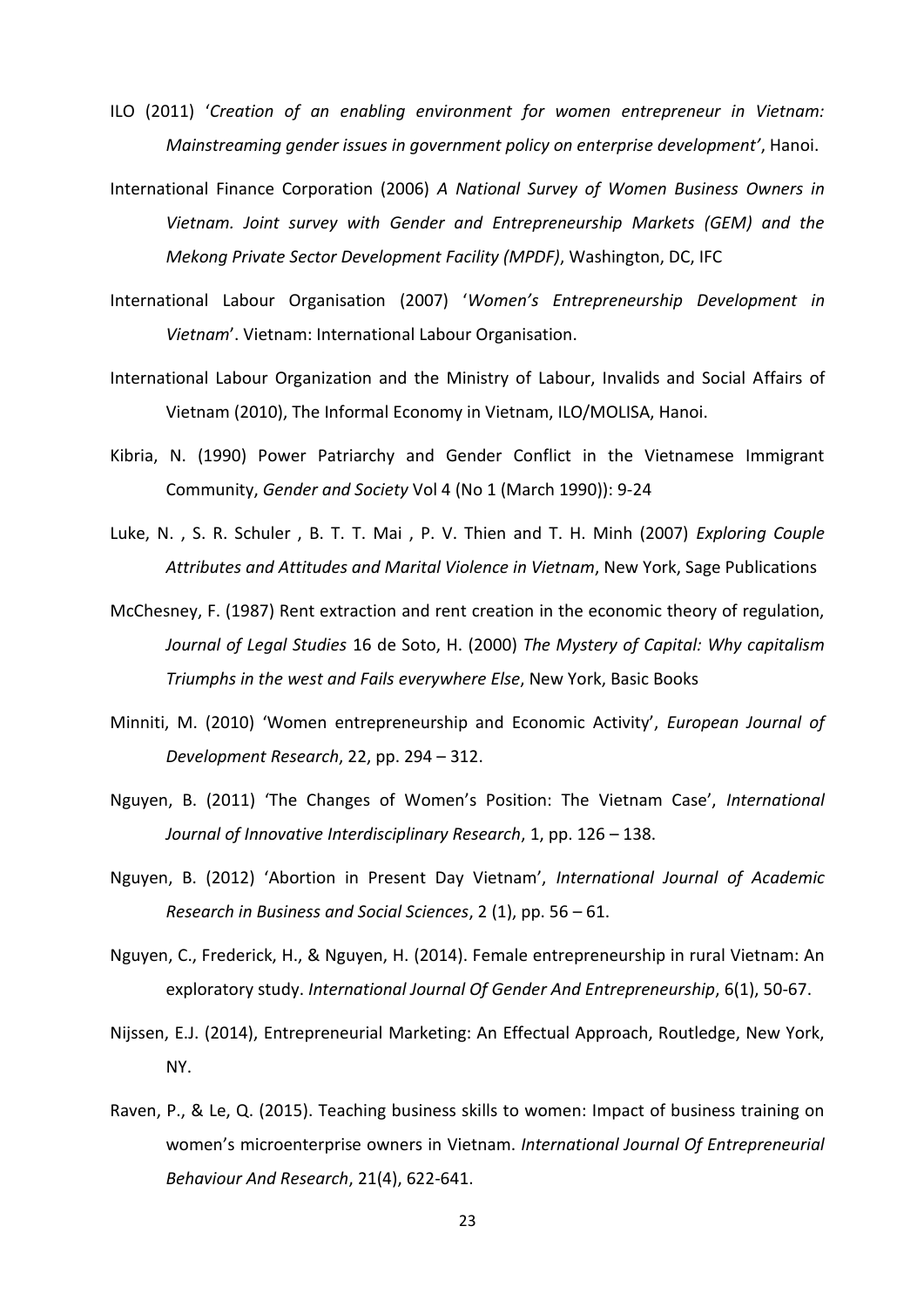ILO (2011) '*Creation of an enabling environment for women entrepreneur in Vietnam: Mainstreaming gender issues in government policy on enterprise development'*, Hanoi.

International Finance Corporation (2006) *A National Survey of Women Business Owners in Vietnam. Joint survey with Gender and Entrepreneurship Markets (GEM) and the Mekong Private Sector Development Facility (MPDF)*, Washington, DC, IFC

International Labour Organisation (2007) '*Women's Entrepreneurship Development in Vietnam*'. Vietnam: International Labour Organisation.

International Labour Organization and the Ministry of Labour, Invalids and Social Affairs of Vietnam (2010), The Informal Economy in Vietnam, ILO/MOLISA, Hanoi.

Kibria, N. (1990) Power Patriarchy and Gender Conflict in the Vietnamese Immigrant Community, *Gender and Society* Vol 4 (No 1 (March 1990)): 9-24

Luke, N. , S. R. Schuler , B. T. T. Mai , P. V. Thien and T. H. Minh (2007) *Exploring Couple Attributes and Attitudes and Marital Violence in Vietnam*, New York, Sage Publications

McChesney, F. (1987) Rent extraction and rent creation in the economic theory of regulation, *Journal of Legal Studies* 16 de Soto, H. (2000) *The Mystery of Capital: Why capitalism Triumphs in the west and Fails everywhere Else*, New York, Basic Books

Minniti, M. (2010) 'Women entrepreneurship and Economic Activity', *European Journal of Development Research*, 22, pp. 294 – 312.

Nguyen, B. (2011) 'The Changes of Women's Position: The Vietnam Case', *International Journal of Innovative Interdisciplinary Research*, 1, pp. 126 – 138.

Nguyen, B. (2012) 'Abortion in Present Day Vietnam', *International Journal of Academic Research in Business and Social Sciences*, 2 (1), pp. 56 – 61.

Nguyen, C., Frederick, H., & Nguyen, H. (2014). Female entrepreneurship in rural Vietnam: An exploratory study. *International Journal Of Gender And Entrepreneurship*, 6(1), 50-67.

Nijssen, E.J. (2014), Entrepreneurial Marketing: An Effectual Approach, Routledge, New York, NY.

Raven, P., & Le, Q. (2015). Teaching business skills to women: Impact of business training on women's microenterprise owners in Vietnam. *International Journal Of Entrepreneurial Behaviour And Research*, 21(4), 622-641.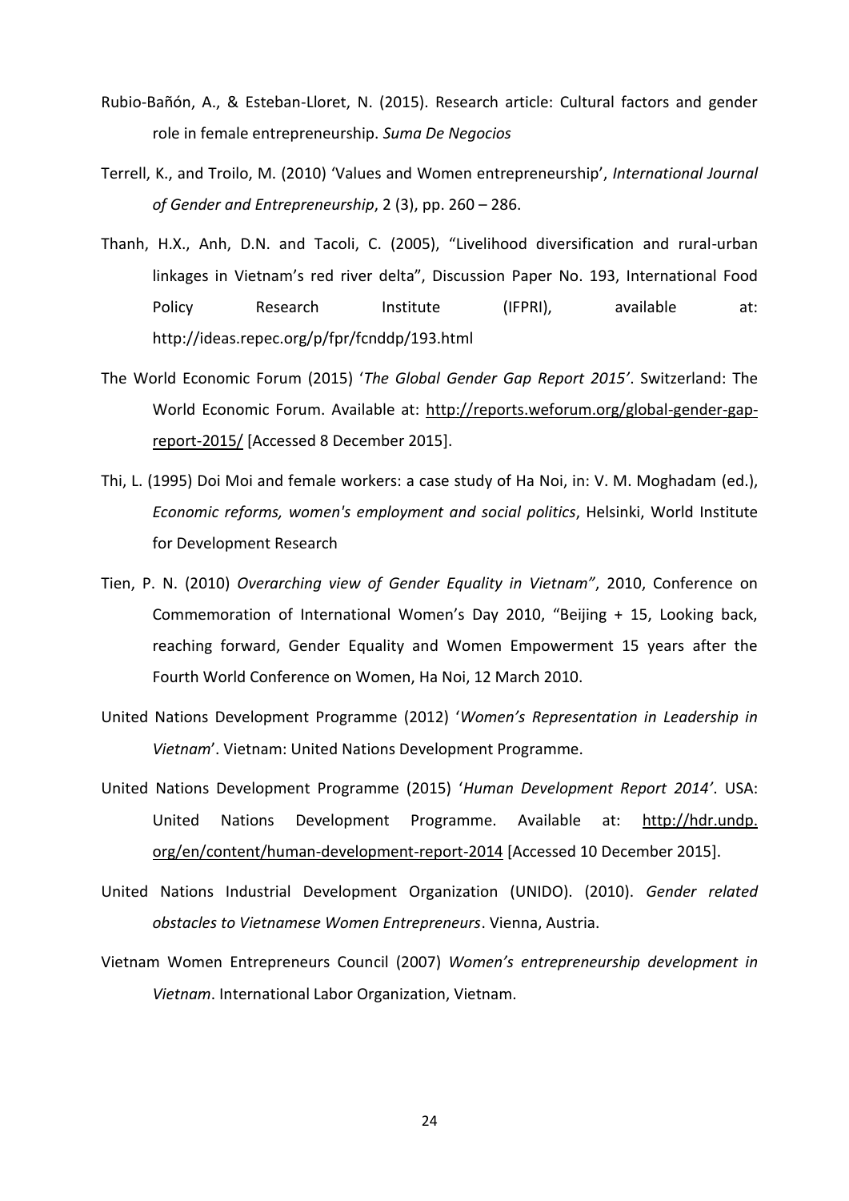Rubio-Bañón, A., & Esteban-Lloret, N. (2015). Research article: Cultural factors and gender role in female entrepreneurship. *Suma De Negocios*

Terrell, K., and Troilo, M. (2010) 'Values and Women entrepreneurship', *International Journal of Gender and Entrepreneurship*, 2 (3), pp. 260 – 286.

Thanh, H.X., Anh, D.N. and Tacoli, C. (2005), "Livelihood diversification and rural-urban linkages in Vietnam's red river delta", Discussion Paper No. 193, International Food Policy Research Institute (IFPRI), available at: http://ideas.repec.org/p/fpr/fcnddp/193.html

The World Economic Forum (2015) '*The Global Gender Gap Report 2015'*. Switzerland: The World Economic Forum. Available at: http://reports.weforum.org/global-gender-gap-report-2015/ [Accessed 8 December 2015].

Thi, L. (1995) Doi Moi and female workers: a case study of Ha Noi, in: V. M. Moghadam (ed.), *Economic reforms, women's employment and social politics*, Helsinki, World Institute for Development Research

Tien, P. N. (2010) *Overarching view of Gender Equality in Vietnam"*, 2010, Conference on Commemoration of International Women's Day 2010, "Beijing + 15, Looking back, reaching forward, Gender Equality and Women Empowerment 15 years after the Fourth World Conference on Women, Ha Noi, 12 March 2010.

United Nations Development Programme (2012) '*Women's Representation in Leadership in Vietnam*'. Vietnam: United Nations Development Programme.

United Nations Development Programme (2015) '*Human Development Report 2014'*. USA: United Nations Development Programme. Available at: http://hdr.undp.org/en/content/human-development-report-2014 [Accessed 10 December 2015].

United Nations Industrial Development Organization (UNIDO). (2010). *Gender related obstacles to Vietnamese Women Entrepreneurs*. Vienna, Austria.

Vietnam Women Entrepreneurs Council (2007) *Women's entrepreneurship development in Vietnam*. International Labor Organization, Vietnam.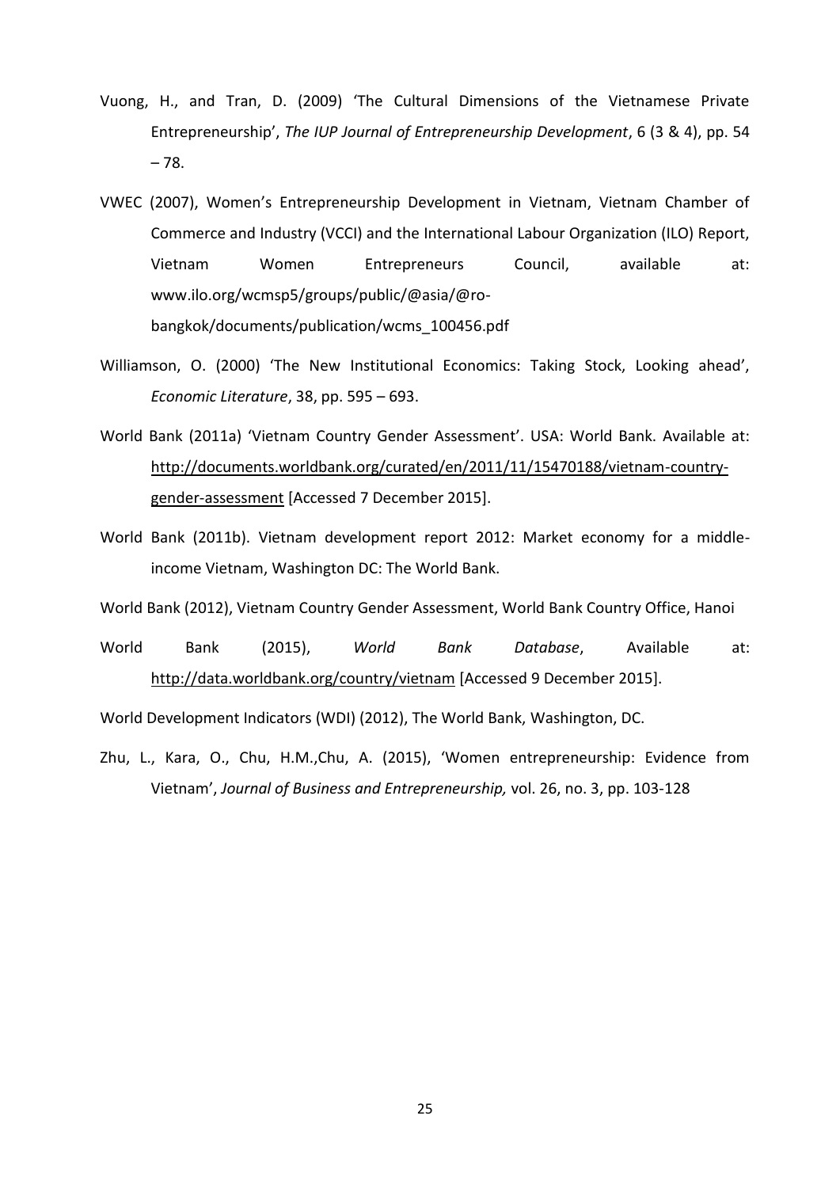Vuong, H., and Tran, D. (2009) 'The Cultural Dimensions of the Vietnamese Private Entrepreneurship', *The IUP Journal of Entrepreneurship Development*, 6 (3 & 4), pp. 54 – 78.

VWEC (2007), Women's Entrepreneurship Development in Vietnam, Vietnam Chamber of Commerce and Industry (VCCI) and the International Labour Organization (ILO) Report, Vietnam Women Entrepreneurs Council, available at: www.ilo.org/wcmsp5/groups/public/@asia/@ro-bangkok/documents/publication/wcms_100456.pdf

Williamson, O. (2000) 'The New Institutional Economics: Taking Stock, Looking ahead', *Economic Literature*, 38, pp. 595 – 693.

World Bank (2011a) 'Vietnam Country Gender Assessment'. USA: World Bank. Available at: http://documents.worldbank.org/curated/en/2011/11/15470188/vietnam-country-gender-assessment [Accessed 7 December 2015].

World Bank (2011b). Vietnam development report 2012: Market economy for a middle-income Vietnam, Washington DC: The World Bank.

World Bank (2012), Vietnam Country Gender Assessment, World Bank Country Office, Hanoi

World Bank (2015), *World Bank Database*, Available at: http://data.worldbank.org/country/vietnam [Accessed 9 December 2015].

World Development Indicators (WDI) (2012), The World Bank, Washington, DC.

Zhu, L., Kara, O., Chu, H.M.,Chu, A. (2015), 'Women entrepreneurship: Evidence from Vietnam', *Journal of Business and Entrepreneurship,* vol. 26, no. 3, pp. 103-128